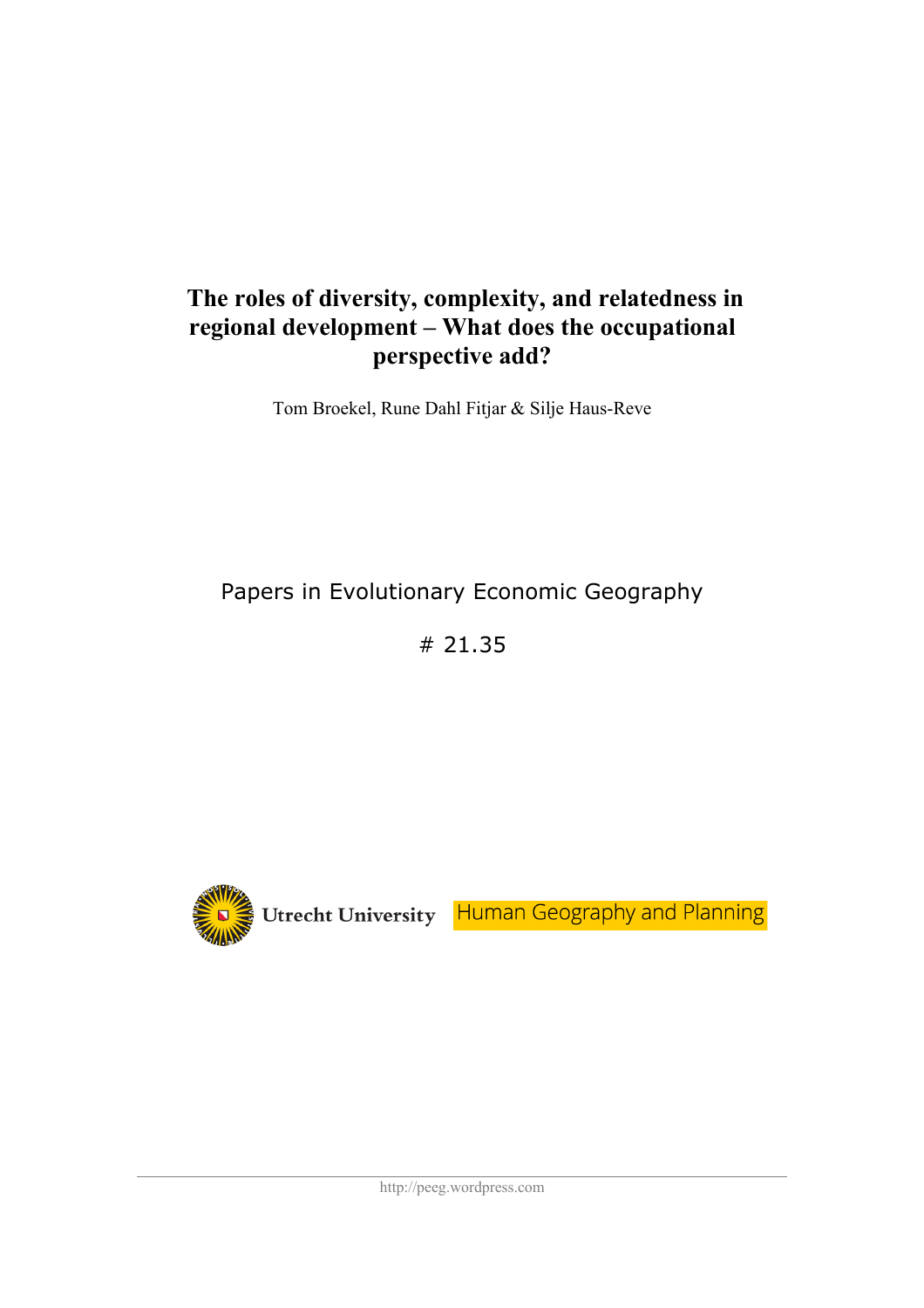# The roles of diversity, complexity, and relatedness in regional development – What does the occupational perspective add?

Tom Broekel, Rune Dahl Fitjar & Silje Haus-Reve

Papers in Evolutionary Economic Geography

# 21.35

Utrecht University Human Geography and Planning

http://peeg.wordpress.com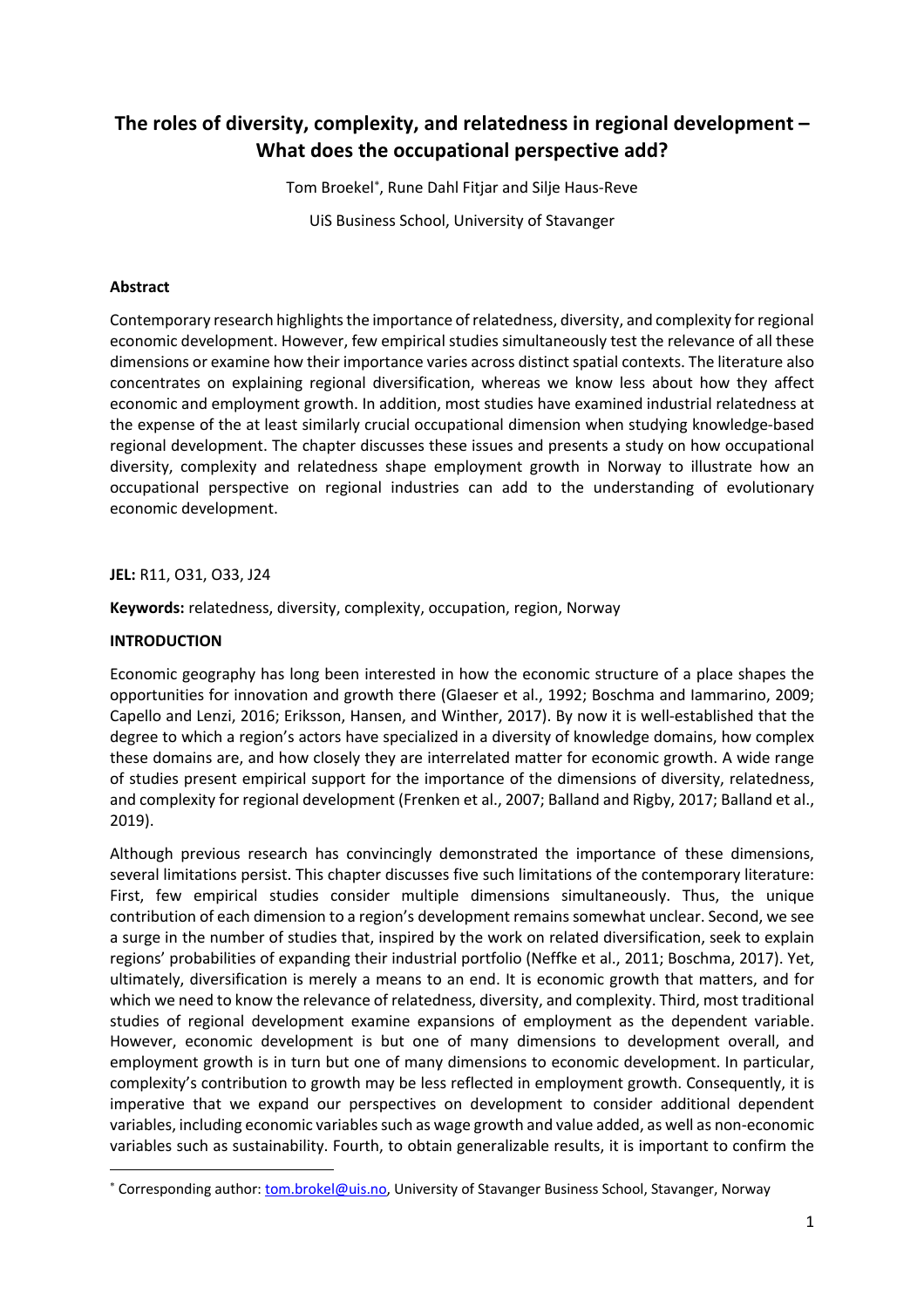# The roles of diversity, complexity, and relatedness in regional development – What does the occupational perspective add?

Tom Broekel[*], Rune Dahl Fitjar and Silje Haus-Reve

UiS Business School, University of Stavanger

**Abstract**

Contemporary research highlights the importance of relatedness, diversity, and complexity for regional economic development. However, few empirical studies simultaneously test the relevance of all these dimensions or examine how their importance varies across distinct spatial contexts. The literature also concentrates on explaining regional diversification, whereas we know less about how they affect economic and employment growth. In addition, most studies have examined industrial relatedness at the expense of the at least similarly crucial occupational dimension when studying knowledge-based regional development. The chapter discusses these issues and presents a study on how occupational diversity, complexity and relatedness shape employment growth in Norway to illustrate how an occupational perspective on regional industries can add to the understanding of evolutionary economic development.

**JEL:** R11, O31, O33, J24

**Keywords:** relatedness, diversity, complexity, occupation, region, Norway

**INTRODUCTION**

Economic geography has long been interested in how the economic structure of a place shapes the opportunities for innovation and growth there (Glaeser et al., 1992; Boschma and Iammarino, 2009; Capello and Lenzi, 2016; Eriksson, Hansen, and Winther, 2017). By now it is well-established that the degree to which a region's actors have specialized in a diversity of knowledge domains, how complex these domains are, and how closely they are interrelated matter for economic growth. A wide range of studies present empirical support for the importance of the dimensions of diversity, relatedness, and complexity for regional development (Frenken et al., 2007; Balland and Rigby, 2017; Balland et al., 2019).

Although previous research has convincingly demonstrated the importance of these dimensions, several limitations persist. This chapter discusses five such limitations of the contemporary literature: First, few empirical studies consider multiple dimensions simultaneously. Thus, the unique contribution of each dimension to a region's development remains somewhat unclear. Second, we see a surge in the number of studies that, inspired by the work on related diversification, seek to explain regions' probabilities of expanding their industrial portfolio (Neffke et al., 2011; Boschma, 2017). Yet, ultimately, diversification is merely a means to an end. It is economic growth that matters, and for which we need to know the relevance of relatedness, diversity, and complexity. Third, most traditional studies of regional development examine expansions of employment as the dependent variable. However, economic development is but one of many dimensions to development overall, and employment growth is in turn but one of many dimensions to economic development. In particular, complexity's contribution to growth may be less reflected in employment growth. Consequently, it is imperative that we expand our perspectives on development to consider additional dependent variables, including economic variables such as wage growth and value added, as well as non-economic variables such as sustainability. Fourth, to obtain generalizable results, it is important to confirm the

[*] Corresponding author: tom.brokel@uis.no, University of Stavanger Business School, Stavanger, Norway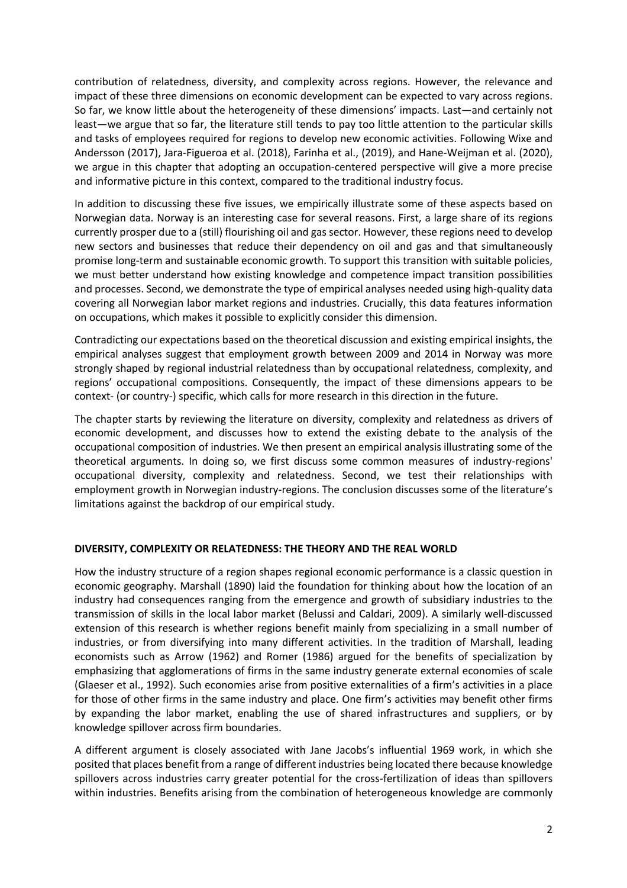contribution of relatedness, diversity, and complexity across regions. However, the relevance and impact of these three dimensions on economic development can be expected to vary across regions. So far, we know little about the heterogeneity of these dimensions' impacts. Last—and certainly not least—we argue that so far, the literature still tends to pay too little attention to the particular skills and tasks of employees required for regions to develop new economic activities. Following Wixe and Andersson (2017), Jara-Figueroa et al. (2018), Farinha et al., (2019), and Hane-Weijman et al. (2020), we argue in this chapter that adopting an occupation-centered perspective will give a more precise and informative picture in this context, compared to the traditional industry focus.

In addition to discussing these five issues, we empirically illustrate some of these aspects based on Norwegian data. Norway is an interesting case for several reasons. First, a large share of its regions currently prosper due to a (still) flourishing oil and gas sector. However, these regions need to develop new sectors and businesses that reduce their dependency on oil and gas and that simultaneously promise long-term and sustainable economic growth. To support this transition with suitable policies, we must better understand how existing knowledge and competence impact transition possibilities and processes. Second, we demonstrate the type of empirical analyses needed using high-quality data covering all Norwegian labor market regions and industries. Crucially, this data features information on occupations, which makes it possible to explicitly consider this dimension.

Contradicting our expectations based on the theoretical discussion and existing empirical insights, the empirical analyses suggest that employment growth between 2009 and 2014 in Norway was more strongly shaped by regional industrial relatedness than by occupational relatedness, complexity, and regions' occupational compositions. Consequently, the impact of these dimensions appears to be context- (or country-) specific, which calls for more research in this direction in the future.

The chapter starts by reviewing the literature on diversity, complexity and relatedness as drivers of economic development, and discusses how to extend the existing debate to the analysis of the occupational composition of industries. We then present an empirical analysis illustrating some of the theoretical arguments. In doing so, we first discuss some common measures of industry-regions' occupational diversity, complexity and relatedness. Second, we test their relationships with employment growth in Norwegian industry-regions. The conclusion discusses some of the literature's limitations against the backdrop of our empirical study.

## DIVERSITY, COMPLEXITY OR RELATEDNESS: THE THEORY AND THE REAL WORLD

How the industry structure of a region shapes regional economic performance is a classic question in economic geography. Marshall (1890) laid the foundation for thinking about how the location of an industry had consequences ranging from the emergence and growth of subsidiary industries to the transmission of skills in the local labor market (Belussi and Caldari, 2009). A similarly well-discussed extension of this research is whether regions benefit mainly from specializing in a small number of industries, or from diversifying into many different activities. In the tradition of Marshall, leading economists such as Arrow (1962) and Romer (1986) argued for the benefits of specialization by emphasizing that agglomerations of firms in the same industry generate external economies of scale (Glaeser et al., 1992). Such economies arise from positive externalities of a firm's activities in a place for those of other firms in the same industry and place. One firm's activities may benefit other firms by expanding the labor market, enabling the use of shared infrastructures and suppliers, or by knowledge spillover across firm boundaries.

A different argument is closely associated with Jane Jacobs's influential 1969 work, in which she posited that places benefit from a range of different industries being located there because knowledge spillovers across industries carry greater potential for the cross-fertilization of ideas than spillovers within industries. Benefits arising from the combination of heterogeneous knowledge are commonly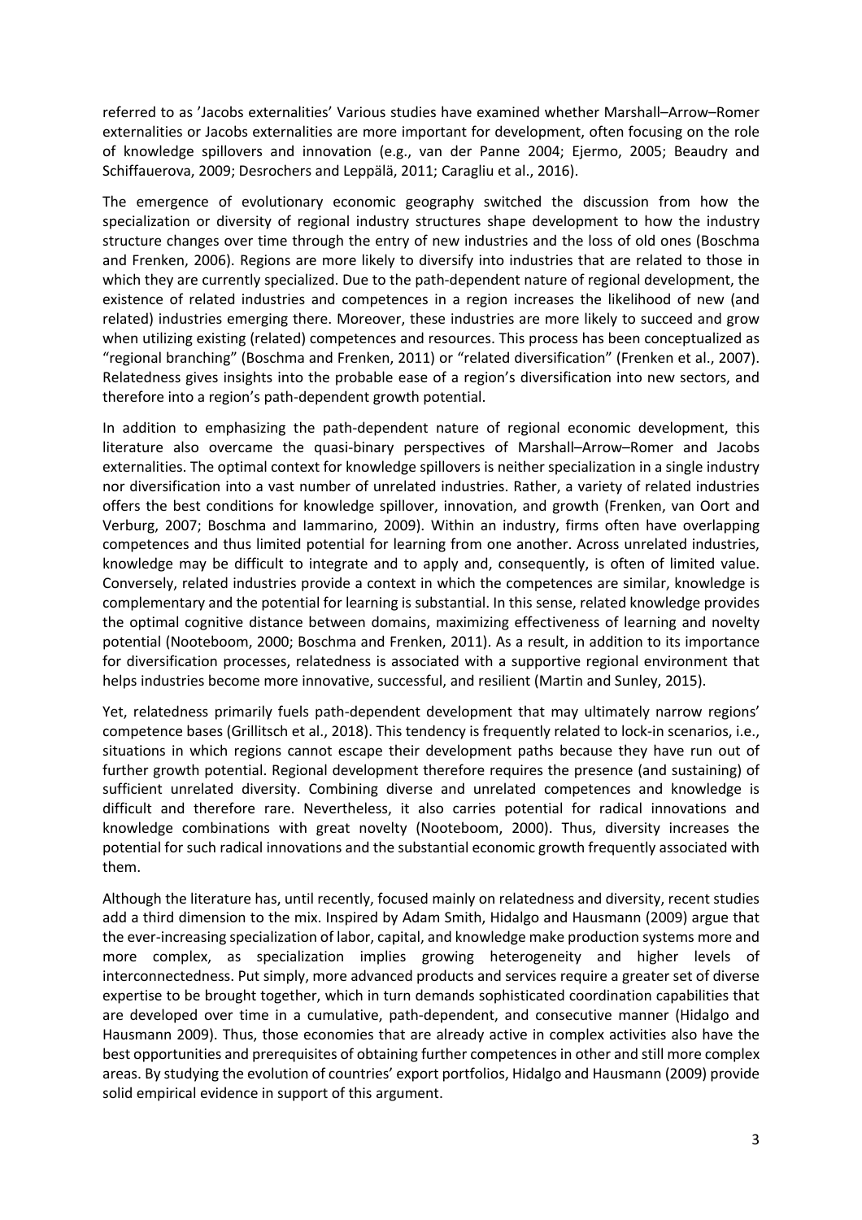referred to as 'Jacobs externalities' Various studies have examined whether Marshall–Arrow–Romer externalities or Jacobs externalities are more important for development, often focusing on the role of knowledge spillovers and innovation (e.g., van der Panne 2004; Ejermo, 2005; Beaudry and Schiffauerova, 2009; Desrochers and Leppälä, 2011; Caragliu et al., 2016).

The emergence of evolutionary economic geography switched the discussion from how the specialization or diversity of regional industry structures shape development to how the industry structure changes over time through the entry of new industries and the loss of old ones (Boschma and Frenken, 2006). Regions are more likely to diversify into industries that are related to those in which they are currently specialized. Due to the path-dependent nature of regional development, the existence of related industries and competences in a region increases the likelihood of new (and related) industries emerging there. Moreover, these industries are more likely to succeed and grow when utilizing existing (related) competences and resources. This process has been conceptualized as "regional branching" (Boschma and Frenken, 2011) or "related diversification" (Frenken et al., 2007). Relatedness gives insights into the probable ease of a region's diversification into new sectors, and therefore into a region's path-dependent growth potential.

In addition to emphasizing the path-dependent nature of regional economic development, this literature also overcame the quasi-binary perspectives of Marshall–Arrow–Romer and Jacobs externalities. The optimal context for knowledge spillovers is neither specialization in a single industry nor diversification into a vast number of unrelated industries. Rather, a variety of related industries offers the best conditions for knowledge spillover, innovation, and growth (Frenken, van Oort and Verburg, 2007; Boschma and Iammarino, 2009). Within an industry, firms often have overlapping competences and thus limited potential for learning from one another. Across unrelated industries, knowledge may be difficult to integrate and to apply and, consequently, is often of limited value. Conversely, related industries provide a context in which the competences are similar, knowledge is complementary and the potential for learning is substantial. In this sense, related knowledge provides the optimal cognitive distance between domains, maximizing effectiveness of learning and novelty potential (Nooteboom, 2000; Boschma and Frenken, 2011). As a result, in addition to its importance for diversification processes, relatedness is associated with a supportive regional environment that helps industries become more innovative, successful, and resilient (Martin and Sunley, 2015).

Yet, relatedness primarily fuels path-dependent development that may ultimately narrow regions' competence bases (Grillitsch et al., 2018). This tendency is frequently related to lock-in scenarios, i.e., situations in which regions cannot escape their development paths because they have run out of further growth potential. Regional development therefore requires the presence (and sustaining) of sufficient unrelated diversity. Combining diverse and unrelated competences and knowledge is difficult and therefore rare. Nevertheless, it also carries potential for radical innovations and knowledge combinations with great novelty (Nooteboom, 2000). Thus, diversity increases the potential for such radical innovations and the substantial economic growth frequently associated with them.

Although the literature has, until recently, focused mainly on relatedness and diversity, recent studies add a third dimension to the mix. Inspired by Adam Smith, Hidalgo and Hausmann (2009) argue that the ever-increasing specialization of labor, capital, and knowledge make production systems more and more complex, as specialization implies growing heterogeneity and higher levels of interconnectedness. Put simply, more advanced products and services require a greater set of diverse expertise to be brought together, which in turn demands sophisticated coordination capabilities that are developed over time in a cumulative, path-dependent, and consecutive manner (Hidalgo and Hausmann 2009). Thus, those economies that are already active in complex activities also have the best opportunities and prerequisites of obtaining further competences in other and still more complex areas. By studying the evolution of countries' export portfolios, Hidalgo and Hausmann (2009) provide solid empirical evidence in support of this argument.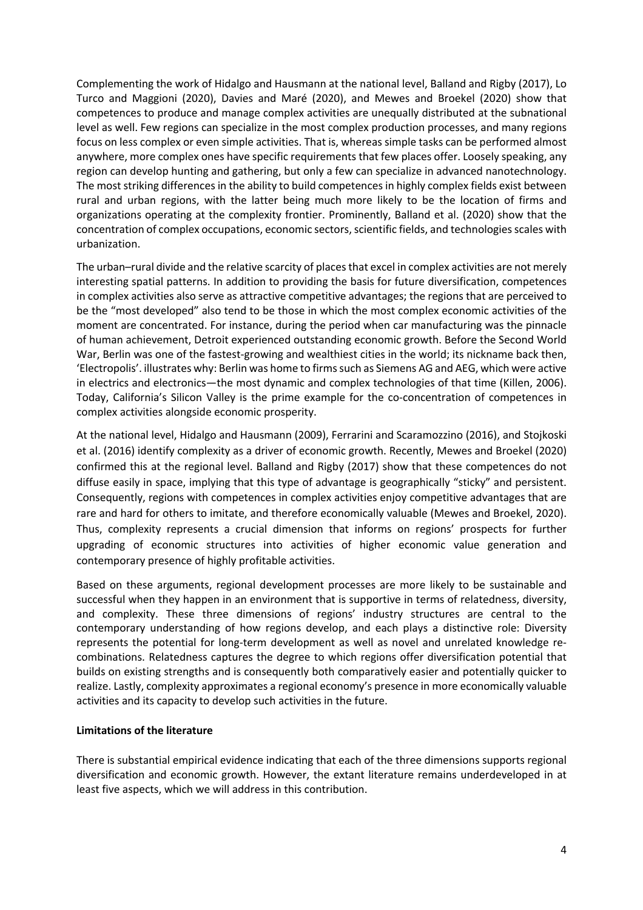Complementing the work of Hidalgo and Hausmann at the national level, Balland and Rigby (2017), Lo Turco and Maggioni (2020), Davies and Maré (2020), and Mewes and Broekel (2020) show that competences to produce and manage complex activities are unequally distributed at the subnational level as well. Few regions can specialize in the most complex production processes, and many regions focus on less complex or even simple activities. That is, whereas simple tasks can be performed almost anywhere, more complex ones have specific requirements that few places offer. Loosely speaking, any region can develop hunting and gathering, but only a few can specialize in advanced nanotechnology. The most striking differences in the ability to build competences in highly complex fields exist between rural and urban regions, with the latter being much more likely to be the location of firms and organizations operating at the complexity frontier. Prominently, Balland et al. (2020) show that the concentration of complex occupations, economic sectors, scientific fields, and technologies scales with urbanization.

The urban–rural divide and the relative scarcity of places that excel in complex activities are not merely interesting spatial patterns. In addition to providing the basis for future diversification, competences in complex activities also serve as attractive competitive advantages; the regions that are perceived to be the "most developed" also tend to be those in which the most complex economic activities of the moment are concentrated. For instance, during the period when car manufacturing was the pinnacle of human achievement, Detroit experienced outstanding economic growth. Before the Second World War, Berlin was one of the fastest-growing and wealthiest cities in the world; its nickname back then, 'Electropolis'. illustrates why: Berlin was home to firms such as Siemens AG and AEG, which were active in electrics and electronics—the most dynamic and complex technologies of that time (Killen, 2006). Today, California's Silicon Valley is the prime example for the co-concentration of competences in complex activities alongside economic prosperity.

At the national level, Hidalgo and Hausmann (2009), Ferrarini and Scaramozzino (2016), and Stojkoski et al. (2016) identify complexity as a driver of economic growth. Recently, Mewes and Broekel (2020) confirmed this at the regional level. Balland and Rigby (2017) show that these competences do not diffuse easily in space, implying that this type of advantage is geographically "sticky" and persistent. Consequently, regions with competences in complex activities enjoy competitive advantages that are rare and hard for others to imitate, and therefore economically valuable (Mewes and Broekel, 2020). Thus, complexity represents a crucial dimension that informs on regions' prospects for further upgrading of economic structures into activities of higher economic value generation and contemporary presence of highly profitable activities.

Based on these arguments, regional development processes are more likely to be sustainable and successful when they happen in an environment that is supportive in terms of relatedness, diversity, and complexity. These three dimensions of regions' industry structures are central to the contemporary understanding of how regions develop, and each plays a distinctive role: Diversity represents the potential for long-term development as well as novel and unrelated knowledge re-combinations. Relatedness captures the degree to which regions offer diversification potential that builds on existing strengths and is consequently both comparatively easier and potentially quicker to realize. Lastly, complexity approximates a regional economy's presence in more economically valuable activities and its capacity to develop such activities in the future.

**Limitations of the literature**

There is substantial empirical evidence indicating that each of the three dimensions supports regional diversification and economic growth. However, the extant literature remains underdeveloped in at least five aspects, which we will address in this contribution.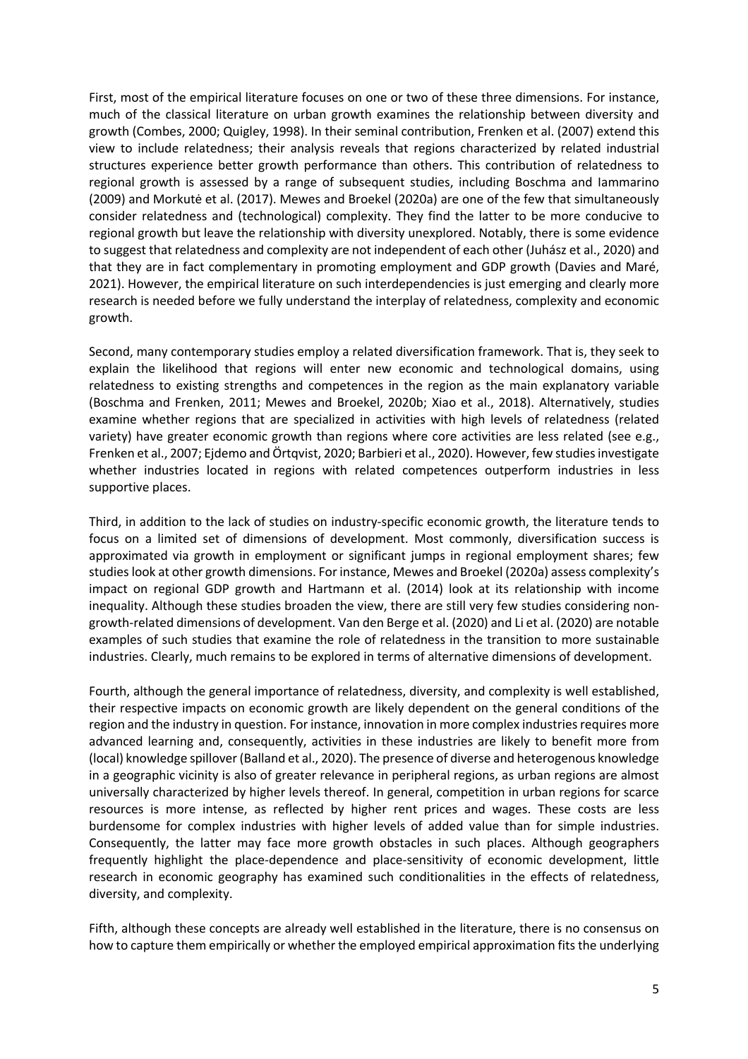First, most of the empirical literature focuses on one or two of these three dimensions. For instance, much of the classical literature on urban growth examines the relationship between diversity and growth (Combes, 2000; Quigley, 1998). In their seminal contribution, Frenken et al. (2007) extend this view to include relatedness; their analysis reveals that regions characterized by related industrial structures experience better growth performance than others. This contribution of relatedness to regional growth is assessed by a range of subsequent studies, including Boschma and Iammarino (2009) and Morkutė et al. (2017). Mewes and Broekel (2020a) are one of the few that simultaneously consider relatedness and (technological) complexity. They find the latter to be more conducive to regional growth but leave the relationship with diversity unexplored. Notably, there is some evidence to suggest that relatedness and complexity are not independent of each other (Juhász et al., 2020) and that they are in fact complementary in promoting employment and GDP growth (Davies and Maré, 2021). However, the empirical literature on such interdependencies is just emerging and clearly more research is needed before we fully understand the interplay of relatedness, complexity and economic growth.

Second, many contemporary studies employ a related diversification framework. That is, they seek to explain the likelihood that regions will enter new economic and technological domains, using relatedness to existing strengths and competences in the region as the main explanatory variable (Boschma and Frenken, 2011; Mewes and Broekel, 2020b; Xiao et al., 2018). Alternatively, studies examine whether regions that are specialized in activities with high levels of relatedness (related variety) have greater economic growth than regions where core activities are less related (see e.g., Frenken et al., 2007; Ejdemo and Örtqvist, 2020; Barbieri et al., 2020). However, few studies investigate whether industries located in regions with related competences outperform industries in less supportive places.

Third, in addition to the lack of studies on industry-specific economic growth, the literature tends to focus on a limited set of dimensions of development. Most commonly, diversification success is approximated via growth in employment or significant jumps in regional employment shares; few studies look at other growth dimensions. For instance, Mewes and Broekel (2020a) assess complexity's impact on regional GDP growth and Hartmann et al. (2014) look at its relationship with income inequality. Although these studies broaden the view, there are still very few studies considering non-growth-related dimensions of development. Van den Berge et al. (2020) and Li et al. (2020) are notable examples of such studies that examine the role of relatedness in the transition to more sustainable industries. Clearly, much remains to be explored in terms of alternative dimensions of development.

Fourth, although the general importance of relatedness, diversity, and complexity is well established, their respective impacts on economic growth are likely dependent on the general conditions of the region and the industry in question. For instance, innovation in more complex industries requires more advanced learning and, consequently, activities in these industries are likely to benefit more from (local) knowledge spillover (Balland et al., 2020). The presence of diverse and heterogenous knowledge in a geographic vicinity is also of greater relevance in peripheral regions, as urban regions are almost universally characterized by higher levels thereof. In general, competition in urban regions for scarce resources is more intense, as reflected by higher rent prices and wages. These costs are less burdensome for complex industries with higher levels of added value than for simple industries. Consequently, the latter may face more growth obstacles in such places. Although geographers frequently highlight the place-dependence and place-sensitivity of economic development, little research in economic geography has examined such conditionalities in the effects of relatedness, diversity, and complexity.

Fifth, although these concepts are already well established in the literature, there is no consensus on how to capture them empirically or whether the employed empirical approximation fits the underlying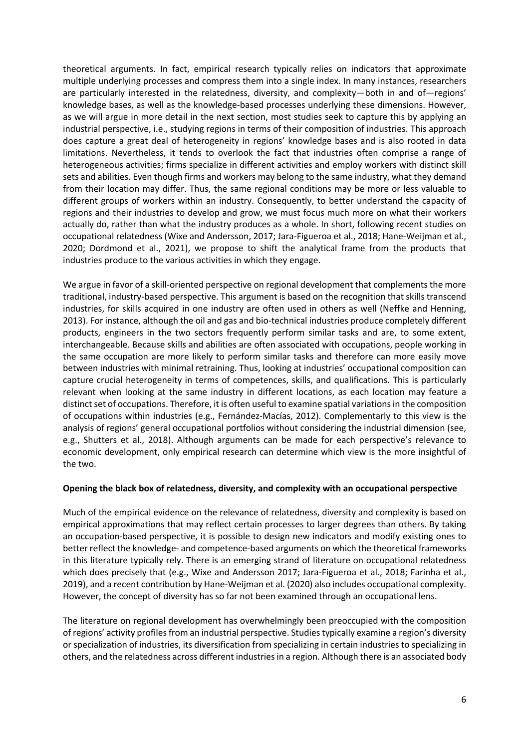theoretical arguments. In fact, empirical research typically relies on indicators that approximate multiple underlying processes and compress them into a single index. In many instances, researchers are particularly interested in the relatedness, diversity, and complexity—both in and of—regions' knowledge bases, as well as the knowledge-based processes underlying these dimensions. However, as we will argue in more detail in the next section, most studies seek to capture this by applying an industrial perspective, i.e., studying regions in terms of their composition of industries. This approach does capture a great deal of heterogeneity in regions' knowledge bases and is also rooted in data limitations. Nevertheless, it tends to overlook the fact that industries often comprise a range of heterogeneous activities; firms specialize in different activities and employ workers with distinct skill sets and abilities. Even though firms and workers may belong to the same industry, what they demand from their location may differ. Thus, the same regional conditions may be more or less valuable to different groups of workers within an industry. Consequently, to better understand the capacity of regions and their industries to develop and grow, we must focus much more on what their workers actually do, rather than what the industry produces as a whole. In short, following recent studies on occupational relatedness (Wixe and Andersson, 2017; Jara-Figueroa et al., 2018; Hane-Weijman et al., 2020; Dordmond et al., 2021), we propose to shift the analytical frame from the products that industries produce to the various activities in which they engage.

We argue in favor of a skill-oriented perspective on regional development that complements the more traditional, industry-based perspective. This argument is based on the recognition that skills transcend industries, for skills acquired in one industry are often used in others as well (Neffke and Henning, 2013). For instance, although the oil and gas and bio-technical industries produce completely different products, engineers in the two sectors frequently perform similar tasks and are, to some extent, interchangeable. Because skills and abilities are often associated with occupations, people working in the same occupation are more likely to perform similar tasks and therefore can more easily move between industries with minimal retraining. Thus, looking at industries' occupational composition can capture crucial heterogeneity in terms of competences, skills, and qualifications. This is particularly relevant when looking at the same industry in different locations, as each location may feature a distinct set of occupations. Therefore, it is often useful to examine spatial variations in the composition of occupations within industries (e.g., Fernández-Macías, 2012). Complementarly to this view is the analysis of regions' general occupational portfolios without considering the industrial dimension (see, e.g., Shutters et al., 2018). Although arguments can be made for each perspective's relevance to economic development, only empirical research can determine which view is the more insightful of the two.

**Opening the black box of relatedness, diversity, and complexity with an occupational perspective**

Much of the empirical evidence on the relevance of relatedness, diversity and complexity is based on empirical approximations that may reflect certain processes to larger degrees than others. By taking an occupation-based perspective, it is possible to design new indicators and modify existing ones to better reflect the knowledge- and competence-based arguments on which the theoretical frameworks in this literature typically rely. There is an emerging strand of literature on occupational relatedness which does precisely that (e.g., Wixe and Andersson 2017; Jara-Figueroa et al., 2018; Farinha et al., 2019), and a recent contribution by Hane-Weijman et al. (2020) also includes occupational complexity. However, the concept of diversity has so far not been examined through an occupational lens.

The literature on regional development has overwhelmingly been preoccupied with the composition of regions' activity profiles from an industrial perspective. Studies typically examine a region's diversity or specialization of industries, its diversification from specializing in certain industries to specializing in others, and the relatedness across different industries in a region. Although there is an associated body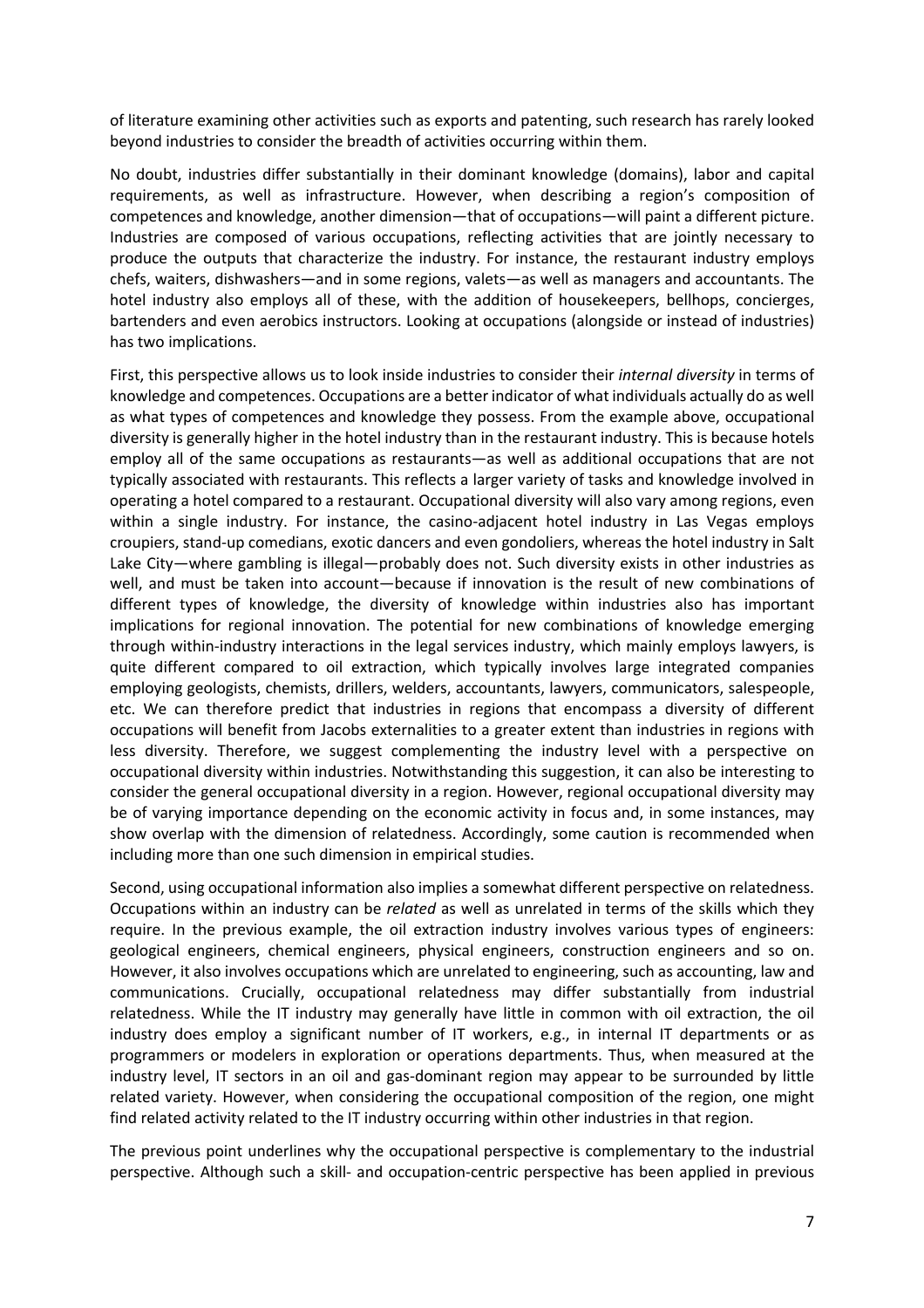of literature examining other activities such as exports and patenting, such research has rarely looked beyond industries to consider the breadth of activities occurring within them.

No doubt, industries differ substantially in their dominant knowledge (domains), labor and capital requirements, as well as infrastructure. However, when describing a region's composition of competences and knowledge, another dimension—that of occupations—will paint a different picture. Industries are composed of various occupations, reflecting activities that are jointly necessary to produce the outputs that characterize the industry. For instance, the restaurant industry employs chefs, waiters, dishwashers—and in some regions, valets—as well as managers and accountants. The hotel industry also employs all of these, with the addition of housekeepers, bellhops, concierges, bartenders and even aerobics instructors. Looking at occupations (alongside or instead of industries) has two implications.

First, this perspective allows us to look inside industries to consider their *internal diversity* in terms of knowledge and competences. Occupations are a better indicator of what individuals actually do as well as what types of competences and knowledge they possess. From the example above, occupational diversity is generally higher in the hotel industry than in the restaurant industry. This is because hotels employ all of the same occupations as restaurants—as well as additional occupations that are not typically associated with restaurants. This reflects a larger variety of tasks and knowledge involved in operating a hotel compared to a restaurant. Occupational diversity will also vary among regions, even within a single industry. For instance, the casino-adjacent hotel industry in Las Vegas employs croupiers, stand-up comedians, exotic dancers and even gondoliers, whereas the hotel industry in Salt Lake City—where gambling is illegal—probably does not. Such diversity exists in other industries as well, and must be taken into account—because if innovation is the result of new combinations of different types of knowledge, the diversity of knowledge within industries also has important implications for regional innovation. The potential for new combinations of knowledge emerging through within-industry interactions in the legal services industry, which mainly employs lawyers, is quite different compared to oil extraction, which typically involves large integrated companies employing geologists, chemists, drillers, welders, accountants, lawyers, communicators, salespeople, etc. We can therefore predict that industries in regions that encompass a diversity of different occupations will benefit from Jacobs externalities to a greater extent than industries in regions with less diversity. Therefore, we suggest complementing the industry level with a perspective on occupational diversity within industries. Notwithstanding this suggestion, it can also be interesting to consider the general occupational diversity in a region. However, regional occupational diversity may be of varying importance depending on the economic activity in focus and, in some instances, may show overlap with the dimension of relatedness. Accordingly, some caution is recommended when including more than one such dimension in empirical studies.

Second, using occupational information also implies a somewhat different perspective on relatedness. Occupations within an industry can be *related* as well as unrelated in terms of the skills which they require. In the previous example, the oil extraction industry involves various types of engineers: geological engineers, chemical engineers, physical engineers, construction engineers and so on. However, it also involves occupations which are unrelated to engineering, such as accounting, law and communications. Crucially, occupational relatedness may differ substantially from industrial relatedness. While the IT industry may generally have little in common with oil extraction, the oil industry does employ a significant number of IT workers, e.g., in internal IT departments or as programmers or modelers in exploration or operations departments. Thus, when measured at the industry level, IT sectors in an oil and gas-dominant region may appear to be surrounded by little related variety. However, when considering the occupational composition of the region, one might find related activity related to the IT industry occurring within other industries in that region.

The previous point underlines why the occupational perspective is complementary to the industrial perspective. Although such a skill- and occupation-centric perspective has been applied in previous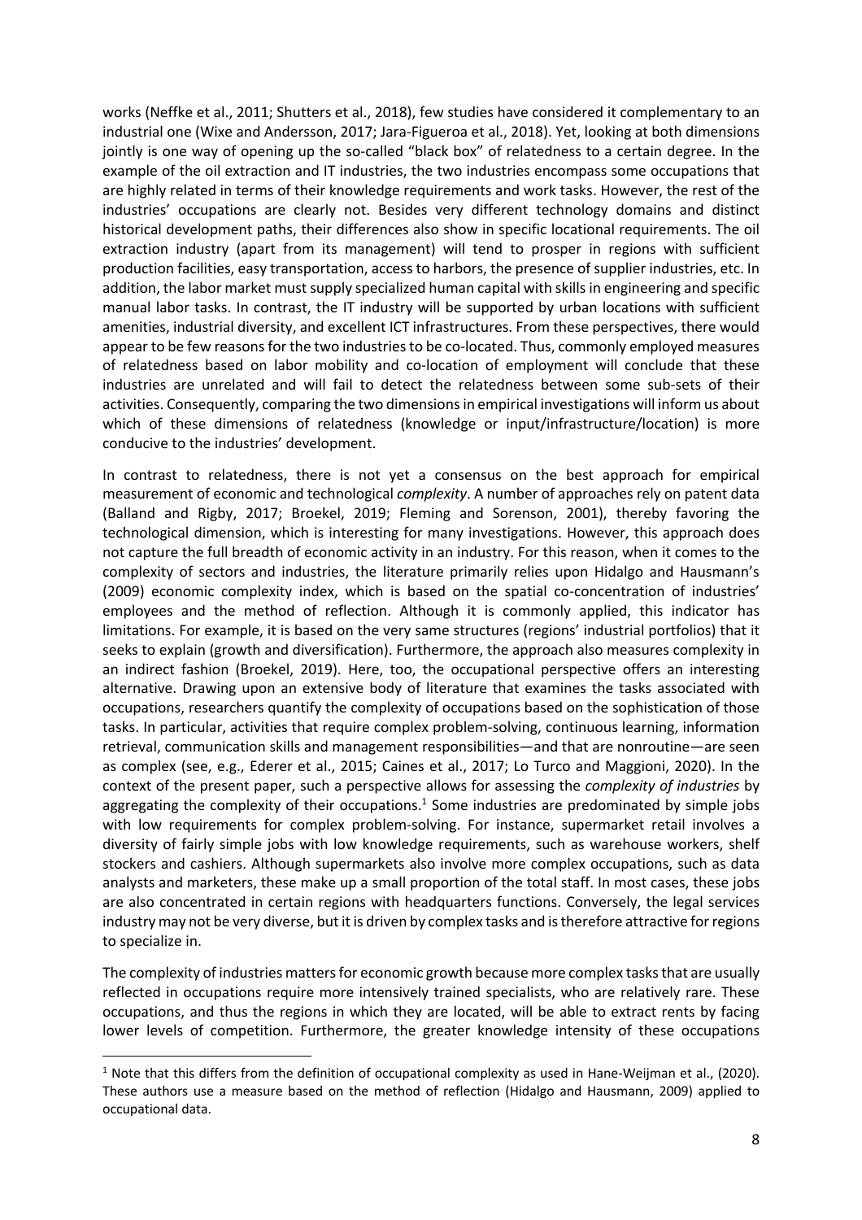works (Neffke et al., 2011; Shutters et al., 2018), few studies have considered it complementary to an industrial one (Wixe and Andersson, 2017; Jara-Figueroa et al., 2018). Yet, looking at both dimensions jointly is one way of opening up the so-called "black box" of relatedness to a certain degree. In the example of the oil extraction and IT industries, the two industries encompass some occupations that are highly related in terms of their knowledge requirements and work tasks. However, the rest of the industries' occupations are clearly not. Besides very different technology domains and distinct historical development paths, their differences also show in specific locational requirements. The oil extraction industry (apart from its management) will tend to prosper in regions with sufficient production facilities, easy transportation, access to harbors, the presence of supplier industries, etc. In addition, the labor market must supply specialized human capital with skills in engineering and specific manual labor tasks. In contrast, the IT industry will be supported by urban locations with sufficient amenities, industrial diversity, and excellent ICT infrastructures. From these perspectives, there would appear to be few reasons for the two industries to be co-located. Thus, commonly employed measures of relatedness based on labor mobility and co-location of employment will conclude that these industries are unrelated and will fail to detect the relatedness between some sub-sets of their activities. Consequently, comparing the two dimensions in empirical investigations will inform us about which of these dimensions of relatedness (knowledge or input/infrastructure/location) is more conducive to the industries' development.

In contrast to relatedness, there is not yet a consensus on the best approach for empirical measurement of economic and technological *complexity*. A number of approaches rely on patent data (Balland and Rigby, 2017; Broekel, 2019; Fleming and Sorenson, 2001), thereby favoring the technological dimension, which is interesting for many investigations. However, this approach does not capture the full breadth of economic activity in an industry. For this reason, when it comes to the complexity of sectors and industries, the literature primarily relies upon Hidalgo and Hausmann's (2009) economic complexity index, which is based on the spatial co-concentration of industries' employees and the method of reflection. Although it is commonly applied, this indicator has limitations. For example, it is based on the very same structures (regions' industrial portfolios) that it seeks to explain (growth and diversification). Furthermore, the approach also measures complexity in an indirect fashion (Broekel, 2019). Here, too, the occupational perspective offers an interesting alternative. Drawing upon an extensive body of literature that examines the tasks associated with occupations, researchers quantify the complexity of occupations based on the sophistication of those tasks. In particular, activities that require complex problem-solving, continuous learning, information retrieval, communication skills and management responsibilities—and that are nonroutine—are seen as complex (see, e.g., Ederer et al., 2015; Caines et al., 2017; Lo Turco and Maggioni, 2020). In the context of the present paper, such a perspective allows for assessing the *complexity of industries* by aggregating the complexity of their occupations.[1] Some industries are predominated by simple jobs with low requirements for complex problem-solving. For instance, supermarket retail involves a diversity of fairly simple jobs with low knowledge requirements, such as warehouse workers, shelf stockers and cashiers. Although supermarkets also involve more complex occupations, such as data analysts and marketers, these make up a small proportion of the total staff. In most cases, these jobs are also concentrated in certain regions with headquarters functions. Conversely, the legal services industry may not be very diverse, but it is driven by complex tasks and is therefore attractive for regions to specialize in.

The complexity of industries matters for economic growth because more complex tasks that are usually reflected in occupations require more intensively trained specialists, who are relatively rare. These occupations, and thus the regions in which they are located, will be able to extract rents by facing lower levels of competition. Furthermore, the greater knowledge intensity of these occupations

[1] Note that this differs from the definition of occupational complexity as used in Hane-Weijman et al., (2020). These authors use a measure based on the method of reflection (Hidalgo and Hausmann, 2009) applied to occupational data.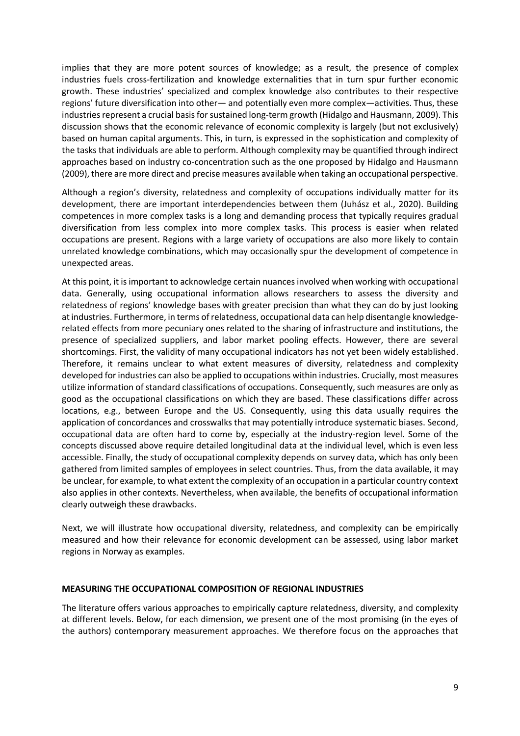implies that they are more potent sources of knowledge; as a result, the presence of complex industries fuels cross-fertilization and knowledge externalities that in turn spur further economic growth. These industries' specialized and complex knowledge also contributes to their respective regions' future diversification into other— and potentially even more complex—activities. Thus, these industries represent a crucial basis for sustained long-term growth (Hidalgo and Hausmann, 2009). This discussion shows that the economic relevance of economic complexity is largely (but not exclusively) based on human capital arguments. This, in turn, is expressed in the sophistication and complexity of the tasks that individuals are able to perform. Although complexity may be quantified through indirect approaches based on industry co-concentration such as the one proposed by Hidalgo and Hausmann (2009), there are more direct and precise measures available when taking an occupational perspective.

Although a region's diversity, relatedness and complexity of occupations individually matter for its development, there are important interdependencies between them (Juhász et al., 2020). Building competences in more complex tasks is a long and demanding process that typically requires gradual diversification from less complex into more complex tasks. This process is easier when related occupations are present. Regions with a large variety of occupations are also more likely to contain unrelated knowledge combinations, which may occasionally spur the development of competence in unexpected areas.

At this point, it is important to acknowledge certain nuances involved when working with occupational data. Generally, using occupational information allows researchers to assess the diversity and relatedness of regions' knowledge bases with greater precision than what they can do by just looking at industries. Furthermore, in terms of relatedness, occupational data can help disentangle knowledge-related effects from more pecuniary ones related to the sharing of infrastructure and institutions, the presence of specialized suppliers, and labor market pooling effects. However, there are several shortcomings. First, the validity of many occupational indicators has not yet been widely established. Therefore, it remains unclear to what extent measures of diversity, relatedness and complexity developed for industries can also be applied to occupations within industries. Crucially, most measures utilize information of standard classifications of occupations. Consequently, such measures are only as good as the occupational classifications on which they are based. These classifications differ across locations, e.g., between Europe and the US. Consequently, using this data usually requires the application of concordances and crosswalks that may potentially introduce systematic biases. Second, occupational data are often hard to come by, especially at the industry-region level. Some of the concepts discussed above require detailed longitudinal data at the individual level, which is even less accessible. Finally, the study of occupational complexity depends on survey data, which has only been gathered from limited samples of employees in select countries. Thus, from the data available, it may be unclear, for example, to what extent the complexity of an occupation in a particular country context also applies in other contexts. Nevertheless, when available, the benefits of occupational information clearly outweigh these drawbacks.

Next, we will illustrate how occupational diversity, relatedness, and complexity can be empirically measured and how their relevance for economic development can be assessed, using labor market regions in Norway as examples.

## MEASURING THE OCCUPATIONAL COMPOSITION OF REGIONAL INDUSTRIES

The literature offers various approaches to empirically capture relatedness, diversity, and complexity at different levels. Below, for each dimension, we present one of the most promising (in the eyes of the authors) contemporary measurement approaches. We therefore focus on the approaches that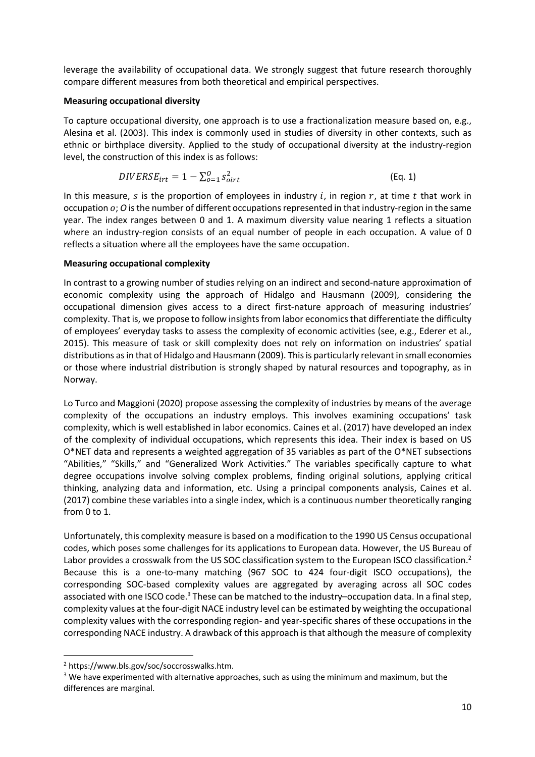leverage the availability of occupational data. We strongly suggest that future research thoroughly compare different measures from both theoretical and empirical perspectives.

**Measuring occupational diversity**

To capture occupational diversity, one approach is to use a fractionalization measure based on, e.g., Alesina et al. (2003). This index is commonly used in studies of diversity in other contexts, such as ethnic or birthplace diversity. Applied to the study of occupational diversity at the industry-region level, the construction of this index is as follows:

$$DIVERSE_{irt} = 1 - \sum_{o=1}^{O} s_{oirt}^2 \quad \text{(Eq. 1)}$$

In this measure, $s$ is the proportion of employees in industry $i$, in region $r$, at time $t$ that work in occupation $o$; $O$ is the number of different occupations represented in that industry-region in the same year. The index ranges between 0 and 1. A maximum diversity value nearing 1 reflects a situation where an industry-region consists of an equal number of people in each occupation. A value of 0 reflects a situation where all the employees have the same occupation.

**Measuring occupational complexity**

In contrast to a growing number of studies relying on an indirect and second-nature approximation of economic complexity using the approach of Hidalgo and Hausmann (2009), considering the occupational dimension gives access to a direct first-nature approach of measuring industries' complexity. That is, we propose to follow insights from labor economics that differentiate the difficulty of employees' everyday tasks to assess the complexity of economic activities (see, e.g., Ederer et al., 2015). This measure of task or skill complexity does not rely on information on industries' spatial distributions as in that of Hidalgo and Hausmann (2009). This is particularly relevant in small economies or those where industrial distribution is strongly shaped by natural resources and topography, as in Norway.

Lo Turco and Maggioni (2020) propose assessing the complexity of industries by means of the average complexity of the occupations an industry employs. This involves examining occupations' task complexity, which is well established in labor economics. Caines et al. (2017) have developed an index of the complexity of individual occupations, which represents this idea. Their index is based on US O*NET data and represents a weighted aggregation of 35 variables as part of the O*NET subsections "Abilities," "Skills," and "Generalized Work Activities." The variables specifically capture to what degree occupations involve solving complex problems, finding original solutions, applying critical thinking, analyzing data and information, etc. Using a principal components analysis, Caines et al. (2017) combine these variables into a single index, which is a continuous number theoretically ranging from 0 to 1.

Unfortunately, this complexity measure is based on a modification to the 1990 US Census occupational codes, which poses some challenges for its applications to European data. However, the US Bureau of Labor provides a crosswalk from the US SOC classification system to the European ISCO classification.[2] Because this is a one-to-many matching (967 SOC to 424 four-digit ISCO occupations), the corresponding SOC-based complexity values are aggregated by averaging across all SOC codes associated with one ISCO code.[3] These can be matched to the industry–occupation data. In a final step, complexity values at the four-digit NACE industry level can be estimated by weighting the occupational complexity values with the corresponding region- and year-specific shares of these occupations in the corresponding NACE industry. A drawback of this approach is that although the measure of complexity

[2] https://www.bls.gov/soc/soccrosswalks.htm.

[3] We have experimented with alternative approaches, such as using the minimum and maximum, but the differences are marginal.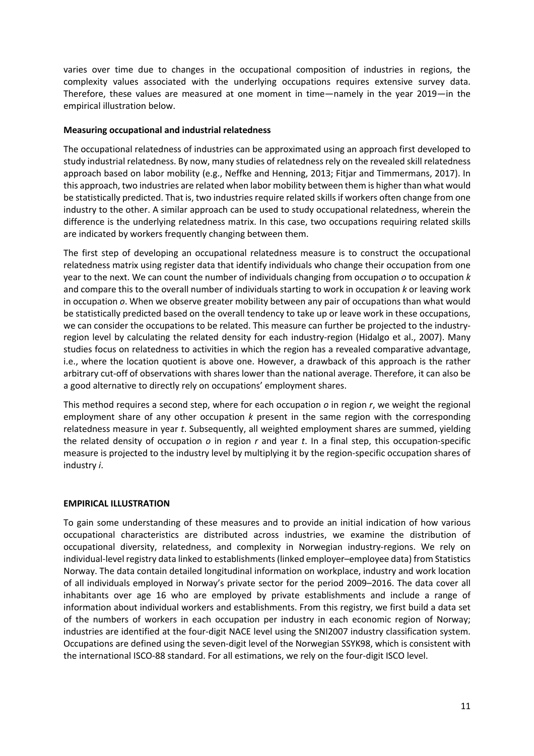varies over time due to changes in the occupational composition of industries in regions, the complexity values associated with the underlying occupations requires extensive survey data. Therefore, these values are measured at one moment in time—namely in the year 2019—in the empirical illustration below.

**Measuring occupational and industrial relatedness**

The occupational relatedness of industries can be approximated using an approach first developed to study industrial relatedness. By now, many studies of relatedness rely on the revealed skill relatedness approach based on labor mobility (e.g., Neffke and Henning, 2013; Fitjar and Timmermans, 2017). In this approach, two industries are related when labor mobility between them is higher than what would be statistically predicted. That is, two industries require related skills if workers often change from one industry to the other. A similar approach can be used to study occupational relatedness, wherein the difference is the underlying relatedness matrix. In this case, two occupations requiring related skills are indicated by workers frequently changing between them.

The first step of developing an occupational relatedness measure is to construct the occupational relatedness matrix using register data that identify individuals who change their occupation from one year to the next. We can count the number of individuals changing from occupation *o* to occupation *k* and compare this to the overall number of individuals starting to work in occupation *k* or leaving work in occupation *o*. When we observe greater mobility between any pair of occupations than what would be statistically predicted based on the overall tendency to take up or leave work in these occupations, we can consider the occupations to be related. This measure can further be projected to the industry-region level by calculating the related density for each industry-region (Hidalgo et al., 2007). Many studies focus on relatedness to activities in which the region has a revealed comparative advantage, i.e., where the location quotient is above one. However, a drawback of this approach is the rather arbitrary cut-off of observations with shares lower than the national average. Therefore, it can also be a good alternative to directly rely on occupations' employment shares.

This method requires a second step, where for each occupation *o* in region *r*, we weight the regional employment share of any other occupation *k* present in the same region with the corresponding relatedness measure in year *t*. Subsequently, all weighted employment shares are summed, yielding the related density of occupation *o* in region *r* and year *t*. In a final step, this occupation-specific measure is projected to the industry level by multiplying it by the region-specific occupation shares of industry *i*.

## EMPIRICAL ILLUSTRATION

To gain some understanding of these measures and to provide an initial indication of how various occupational characteristics are distributed across industries, we examine the distribution of occupational diversity, relatedness, and complexity in Norwegian industry-regions. We rely on individual-level registry data linked to establishments (linked employer–employee data) from Statistics Norway. The data contain detailed longitudinal information on workplace, industry and work location of all individuals employed in Norway's private sector for the period 2009–2016. The data cover all inhabitants over age 16 who are employed by private establishments and include a range of information about individual workers and establishments. From this registry, we first build a data set of the numbers of workers in each occupation per industry in each economic region of Norway; industries are identified at the four-digit NACE level using the SNI2007 industry classification system. Occupations are defined using the seven-digit level of the Norwegian SSYK98, which is consistent with the international ISCO-88 standard. For all estimations, we rely on the four-digit ISCO level.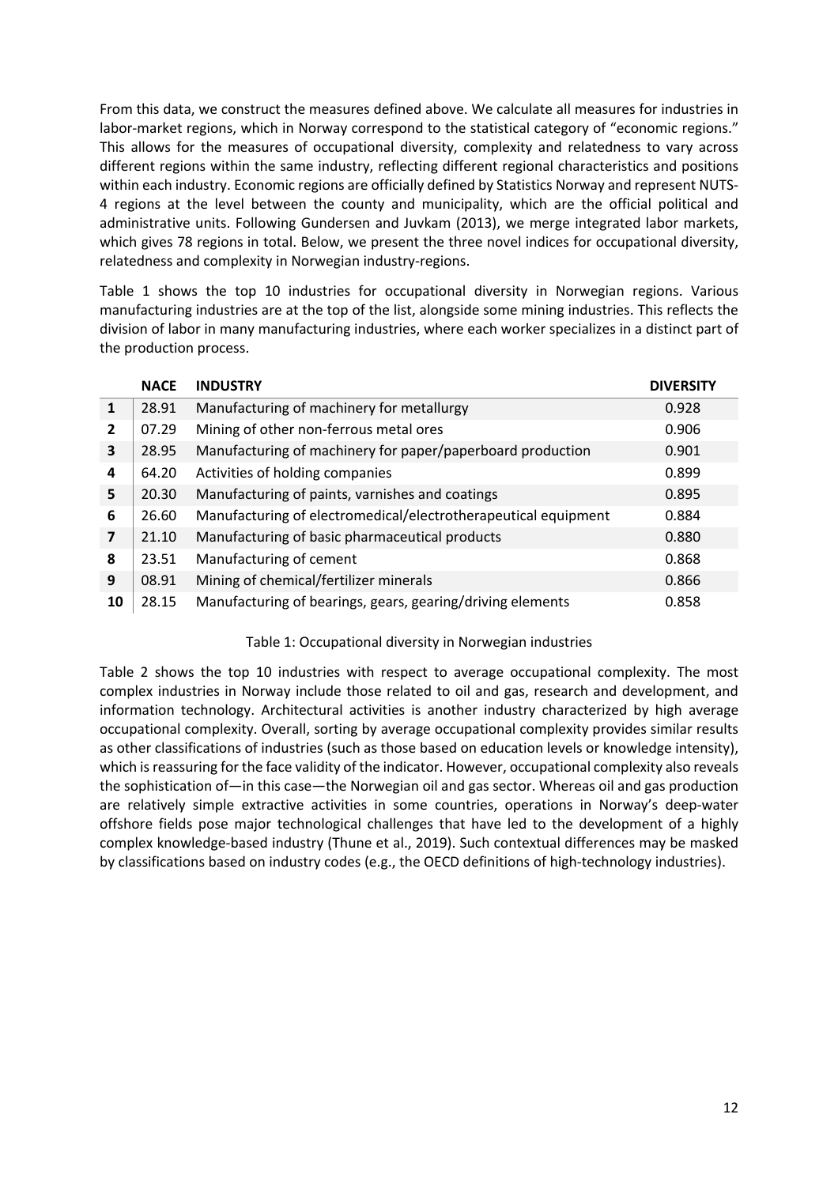From this data, we construct the measures defined above. We calculate all measures for industries in labor-market regions, which in Norway correspond to the statistical category of "economic regions." This allows for the measures of occupational diversity, complexity and relatedness to vary across different regions within the same industry, reflecting different regional characteristics and positions within each industry. Economic regions are officially defined by Statistics Norway and represent NUTS-4 regions at the level between the county and municipality, which are the official political and administrative units. Following Gundersen and Juvkam (2013), we merge integrated labor markets, which gives 78 regions in total. Below, we present the three novel indices for occupational diversity, relatedness and complexity in Norwegian industry-regions.

Table 1 shows the top 10 industries for occupational diversity in Norwegian regions. Various manufacturing industries are at the top of the list, alongside some mining industries. This reflects the division of labor in many manufacturing industries, where each worker specializes in a distinct part of the production process.

| | NACE | INDUSTRY | DIVERSITY |
|---|---|---|---|
| **1** | 28.91 | Manufacturing of machinery for metallurgy | 0.928 |
| **2** | 07.29 | Mining of other non-ferrous metal ores | 0.906 |
| **3** | 28.95 | Manufacturing of machinery for paper/paperboard production | 0.901 |
| **4** | 64.20 | Activities of holding companies | 0.899 |
| **5** | 20.30 | Manufacturing of paints, varnishes and coatings | 0.895 |
| **6** | 26.60 | Manufacturing of electromedical/electrotherapeutical equipment | 0.884 |
| **7** | 21.10 | Manufacturing of basic pharmaceutical products | 0.880 |
| **8** | 23.51 | Manufacturing of cement | 0.868 |
| **9** | 08.91 | Mining of chemical/fertilizer minerals | 0.866 |
| **10** | 28.15 | Manufacturing of bearings, gears, gearing/driving elements | 0.858 |

Table 1: Occupational diversity in Norwegian industries

Table 2 shows the top 10 industries with respect to average occupational complexity. The most complex industries in Norway include those related to oil and gas, research and development, and information technology. Architectural activities is another industry characterized by high average occupational complexity. Overall, sorting by average occupational complexity provides similar results as other classifications of industries (such as those based on education levels or knowledge intensity), which is reassuring for the face validity of the indicator. However, occupational complexity also reveals the sophistication of—in this case—the Norwegian oil and gas sector. Whereas oil and gas production are relatively simple extractive activities in some countries, operations in Norway's deep-water offshore fields pose major technological challenges that have led to the development of a highly complex knowledge-based industry (Thune et al., 2019). Such contextual differences may be masked by classifications based on industry codes (e.g., the OECD definitions of high-technology industries).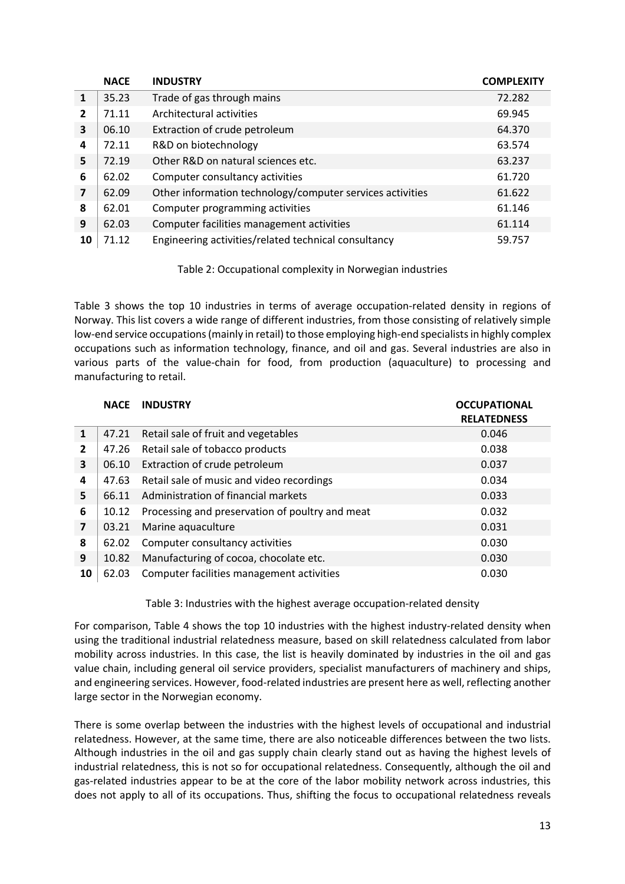| | NACE | INDUSTRY | COMPLEXITY |
|---|---|---|---|
| 1 | 35.23 | Trade of gas through mains | 72.282 |
| 2 | 71.11 | Architectural activities | 69.945 |
| 3 | 06.10 | Extraction of crude petroleum | 64.370 |
| 4 | 72.11 | R&D on biotechnology | 63.574 |
| 5 | 72.19 | Other R&D on natural sciences etc. | 63.237 |
| 6 | 62.02 | Computer consultancy activities | 61.720 |
| 7 | 62.09 | Other information technology/computer services activities | 61.622 |
| 8 | 62.01 | Computer programming activities | 61.146 |
| 9 | 62.03 | Computer facilities management activities | 61.114 |
| 10 | 71.12 | Engineering activities/related technical consultancy | 59.757 |

Table 2: Occupational complexity in Norwegian industries

Table 3 shows the top 10 industries in terms of average occupation-related density in regions of Norway. This list covers a wide range of different industries, from those consisting of relatively simple low-end service occupations (mainly in retail) to those employing high-end specialists in highly complex occupations such as information technology, finance, and oil and gas. Several industries are also in various parts of the value-chain for food, from production (aquaculture) to processing and manufacturing to retail.

| | NACE | INDUSTRY | OCCUPATIONAL RELATEDNESS |
|---|---|---|---|
| 1 | 47.21 | Retail sale of fruit and vegetables | 0.046 |
| 2 | 47.26 | Retail sale of tobacco products | 0.038 |
| 3 | 06.10 | Extraction of crude petroleum | 0.037 |
| 4 | 47.63 | Retail sale of music and video recordings | 0.034 |
| 5 | 66.11 | Administration of financial markets | 0.033 |
| 6 | 10.12 | Processing and preservation of poultry and meat | 0.032 |
| 7 | 03.21 | Marine aquaculture | 0.031 |
| 8 | 62.02 | Computer consultancy activities | 0.030 |
| 9 | 10.82 | Manufacturing of cocoa, chocolate etc. | 0.030 |
| 10 | 62.03 | Computer facilities management activities | 0.030 |

Table 3: Industries with the highest average occupation-related density

For comparison, Table 4 shows the top 10 industries with the highest industry-related density when using the traditional industrial relatedness measure, based on skill relatedness calculated from labor mobility across industries. In this case, the list is heavily dominated by industries in the oil and gas value chain, including general oil service providers, specialist manufacturers of machinery and ships, and engineering services. However, food-related industries are present here as well, reflecting another large sector in the Norwegian economy.

There is some overlap between the industries with the highest levels of occupational and industrial relatedness. However, at the same time, there are also noticeable differences between the two lists. Although industries in the oil and gas supply chain clearly stand out as having the highest levels of industrial relatedness, this is not so for occupational relatedness. Consequently, although the oil and gas-related industries appear to be at the core of the labor mobility network across industries, this does not apply to all of its occupations. Thus, shifting the focus to occupational relatedness reveals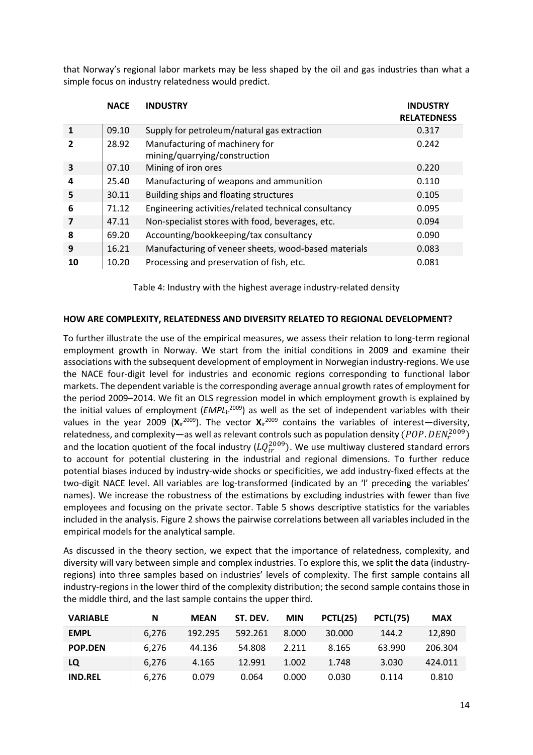that Norway's regional labor markets may be less shaped by the oil and gas industries than what a simple focus on industry relatedness would predict.

| | NACE | INDUSTRY | INDUSTRY RELATEDNESS |
|---|---|---|---|
| **1** | 09.10 | Supply for petroleum/natural gas extraction | 0.317 |
| **2** | 28.92 | Manufacturing of machinery for mining/quarrying/construction | 0.242 |
| **3** | 07.10 | Mining of iron ores | 0.220 |
| **4** | 25.40 | Manufacturing of weapons and ammunition | 0.110 |
| **5** | 30.11 | Building ships and floating structures | 0.105 |
| **6** | 71.12 | Engineering activities/related technical consultancy | 0.095 |
| **7** | 47.11 | Non-specialist stores with food, beverages, etc. | 0.094 |
| **8** | 69.20 | Accounting/bookkeeping/tax consultancy | 0.090 |
| **9** | 16.21 | Manufacturing of veneer sheets, wood-based materials | 0.083 |
| **10** | 10.20 | Processing and preservation of fish, etc. | 0.081 |

Table 4: Industry with the highest average industry-related density

**HOW ARE COMPLEXITY, RELATEDNESS AND DIVERSITY RELATED TO REGIONAL DEVELOPMENT?**

To further illustrate the use of the empirical measures, we assess their relation to long-term regional employment growth in Norway. We start from the initial conditions in 2009 and examine their associations with the subsequent development of employment in Norwegian industry-regions. We use the NACE four-digit level for industries and economic regions corresponding to functional labor markets. The dependent variable is the corresponding average annual growth rates of employment for the period 2009–2014. We fit an OLS regression model in which employment growth is explained by the initial values of employment ($EMPL_{ir}^{2009}$) as well as the set of independent variables with their values in the year 2009 ($\mathbf{X}_{ir}^{2009}$). The vector $\mathbf{X}_{ir}^{2009}$ contains the variables of interest—diversity, relatedness, and complexity—as well as relevant controls such as population density ($POP.DEN_r^{2009}$) and the location quotient of the focal industry ($LQ_{ir}^{2009}$). We use multiway clustered standard errors to account for potential clustering in the industrial and regional dimensions. To further reduce potential biases induced by industry-wide shocks or specificities, we add industry-fixed effects at the two-digit NACE level. All variables are log-transformed (indicated by an 'l' preceding the variables' names). We increase the robustness of the estimations by excluding industries with fewer than five employees and focusing on the private sector. Table 5 shows descriptive statistics for the variables included in the analysis. Figure 2 shows the pairwise correlations between all variables included in the empirical models for the analytical sample.

As discussed in the theory section, we expect that the importance of relatedness, complexity, and diversity will vary between simple and complex industries. To explore this, we split the data (industry-regions) into three samples based on industries' levels of complexity. The first sample contains all industry-regions in the lower third of the complexity distribution; the second sample contains those in the middle third, and the last sample contains the upper third.

| VARIABLE | N | MEAN | ST. DEV. | MIN | PCTL(25) | PCTL(75) | MAX |
|---|---|---|---|---|---|---|---|
| **EMPL** | 6,276 | 192.295 | 592.261 | 8.000 | 30.000 | 144.2 | 12,890 |
| **POP.DEN** | 6,276 | 44.136 | 54.808 | 2.211 | 8.165 | 63.990 | 206.304 |
| **LQ** | 6,276 | 4.165 | 12.991 | 1.002 | 1.748 | 3.030 | 424.011 |
| **IND.REL** | 6,276 | 0.079 | 0.064 | 0.000 | 0.030 | 0.114 | 0.810 |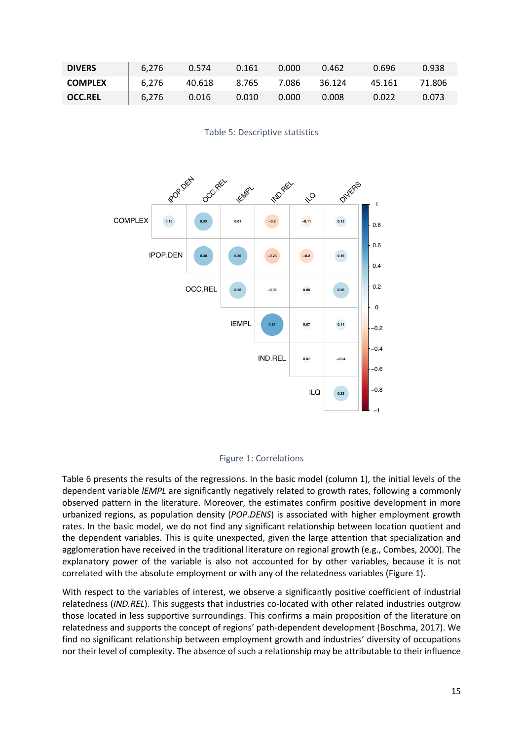| **DIVERS** | 6,276 | 0.574 | 0.161 | 0.000 | 0.462 | 0.696 | 0.938 |
|---|---|---|---|---|---|---|---|
| **COMPLEX** | 6,276 | 40.618 | 8.765 | 7.086 | 36.124 | 45.161 | 71.806 |
| **OCC.REL** | 6,276 | 0.016 | 0.010 | 0.000 | 0.008 | 0.022 | 0.073 |

Table 5: Descriptive statistics

Figure 1: Correlations

Table 6 presents the results of the regressions. In the basic model (column 1), the initial levels of the dependent variable *lEMPL* are significantly negatively related to growth rates, following a commonly observed pattern in the literature. Moreover, the estimates confirm positive development in more urbanized regions, as population density (*POP.DENS*) is associated with higher employment growth rates. In the basic model, we do not find any significant relationship between location quotient and the dependent variables. This is quite unexpected, given the large attention that specialization and agglomeration have received in the traditional literature on regional growth (e.g., Combes, 2000). The explanatory power of the variable is also not accounted for by other variables, because it is not correlated with the absolute employment or with any of the relatedness variables (Figure 1).

With respect to the variables of interest, we observe a significantly positive coefficient of industrial relatedness (*IND.REL*). This suggests that industries co-located with other related industries outgrow those located in less supportive surroundings. This confirms a main proposition of the literature on relatedness and supports the concept of regions' path-dependent development (Boschma, 2017). We find no significant relationship between employment growth and industries' diversity of occupations nor their level of complexity. The absence of such a relationship may be attributable to their influence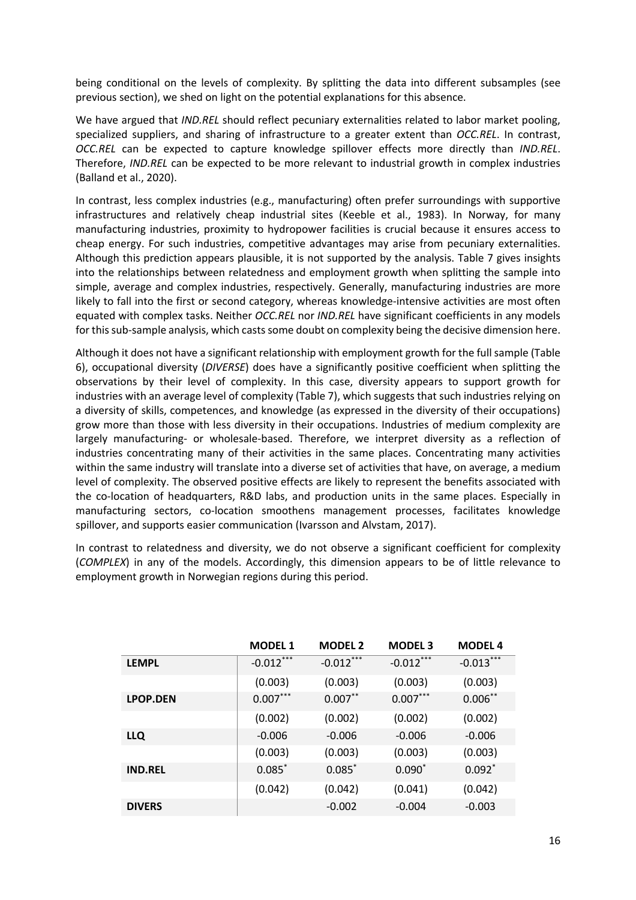being conditional on the levels of complexity. By splitting the data into different subsamples (see previous section), we shed on light on the potential explanations for this absence.

We have argued that *IND.REL* should reflect pecuniary externalities related to labor market pooling, specialized suppliers, and sharing of infrastructure to a greater extent than *OCC.REL*. In contrast, *OCC.REL* can be expected to capture knowledge spillover effects more directly than *IND.REL*. Therefore, *IND.REL* can be expected to be more relevant to industrial growth in complex industries (Balland et al., 2020).

In contrast, less complex industries (e.g., manufacturing) often prefer surroundings with supportive infrastructures and relatively cheap industrial sites (Keeble et al., 1983). In Norway, for many manufacturing industries, proximity to hydropower facilities is crucial because it ensures access to cheap energy. For such industries, competitive advantages may arise from pecuniary externalities. Although this prediction appears plausible, it is not supported by the analysis. Table 7 gives insights into the relationships between relatedness and employment growth when splitting the sample into simple, average and complex industries, respectively. Generally, manufacturing industries are more likely to fall into the first or second category, whereas knowledge-intensive activities are most often equated with complex tasks. Neither *OCC.REL* nor *IND.REL* have significant coefficients in any models for this sub-sample analysis, which casts some doubt on complexity being the decisive dimension here.

Although it does not have a significant relationship with employment growth for the full sample (Table 6), occupational diversity (*DIVERSE*) does have a significantly positive coefficient when splitting the observations by their level of complexity. In this case, diversity appears to support growth for industries with an average level of complexity (Table 7), which suggests that such industries relying on a diversity of skills, competences, and knowledge (as expressed in the diversity of their occupations) grow more than those with less diversity in their occupations. Industries of medium complexity are largely manufacturing- or wholesale-based. Therefore, we interpret diversity as a reflection of industries concentrating many of their activities in the same places. Concentrating many activities within the same industry will translate into a diverse set of activities that have, on average, a medium level of complexity. The observed positive effects are likely to represent the benefits associated with the co-location of headquarters, R&D labs, and production units in the same places. Especially in manufacturing sectors, co-location smoothens management processes, facilitates knowledge spillover, and supports easier communication (Ivarsson and Alvstam, 2017).

In contrast to relatedness and diversity, we do not observe a significant coefficient for complexity (*COMPLEX*) in any of the models. Accordingly, this dimension appears to be of little relevance to employment growth in Norwegian regions during this period.

| | MODEL 1 | MODEL 2 | MODEL 3 | MODEL 4 |
|---|---|---|---|---|
| **LEMPL** | -0.012*** | -0.012*** | -0.012*** | -0.013*** |
| | (0.003) | (0.003) | (0.003) | (0.003) |
| **LPOP.DEN** | 0.007*** | 0.007** | 0.007*** | 0.006** |
| | (0.002) | (0.002) | (0.002) | (0.002) |
| **LLQ** | -0.006 | -0.006 | -0.006 | -0.006 |
| | (0.003) | (0.003) | (0.003) | (0.003) |
| **IND.REL** | 0.085* | 0.085* | 0.090* | 0.092* |
| | (0.042) | (0.042) | (0.041) | (0.042) |
| **DIVERS** | | -0.002 | -0.004 | -0.003 |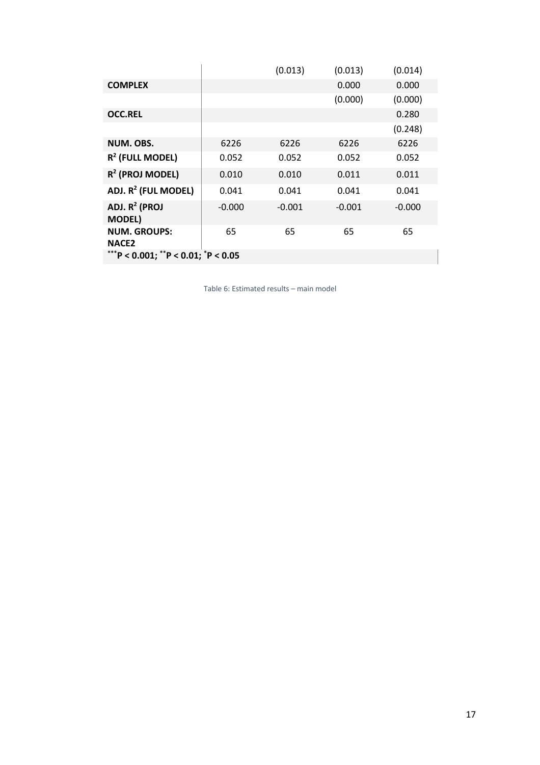| | | | | |
|---|---|---|---|---|
| | | (0.013) | (0.013) | (0.014) |
| **COMPLEX** | | | 0.000 | 0.000 |
| | | | (0.000) | (0.000) |
| **OCC.REL** | | | | 0.280 |
| | | | | (0.248) |
| **NUM. OBS.** | 6226 | 6226 | 6226 | 6226 |
| **$R^2$ (FULL MODEL)** | 0.052 | 0.052 | 0.052 | 0.052 |
| **$R^2$ (PROJ MODEL)** | 0.010 | 0.010 | 0.011 | 0.011 |
| **ADJ. $R^2$ (FUL MODEL)** | 0.041 | 0.041 | 0.041 | 0.041 |
| **ADJ. $R^2$ (PROJ MODEL)** | -0.000 | -0.001 | -0.001 | -0.000 |
| **NUM. GROUPS: NACE2** | 65 | 65 | 65 | 65 |
| **$^{***}P < 0.001$; $^{**}P < 0.01$; $^{*}P < 0.05$** | | | | |

Table 6: Estimated results – main model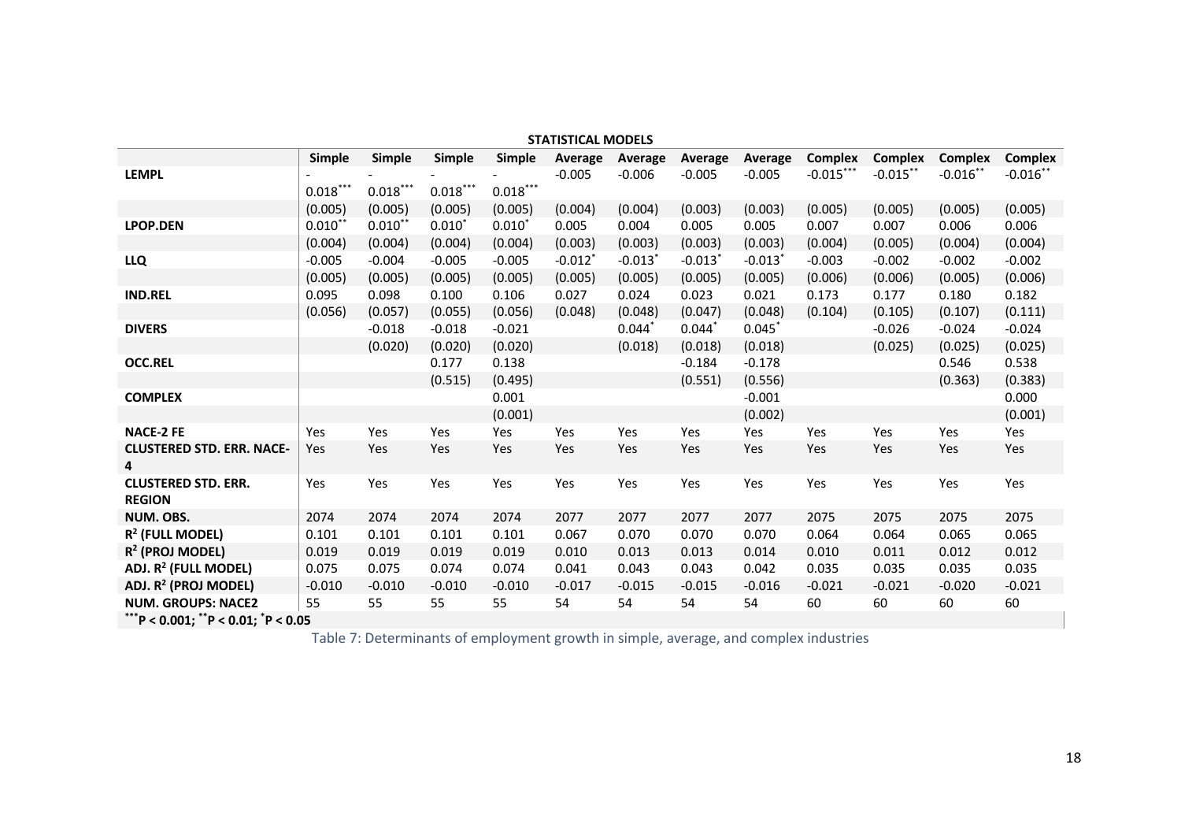| STATISTICAL MODELS | | | | | | | | | | | | |
|---|---|---|---|---|---|---|---|---|---|---|---|---|
| | Simple | Simple | Simple | Simple | Average | Average | Average | Average | Complex | Complex | Complex | Complex |
| **LEMPL** | -0.018*** | -0.018*** | -0.018*** | -0.018*** | -0.005 | -0.006 | -0.005 | -0.005 | -0.015*** | -0.015** | -0.016** | -0.016** |
| | (0.005) | (0.005) | (0.005) | (0.005) | (0.004) | (0.004) | (0.003) | (0.003) | (0.005) | (0.005) | (0.005) | (0.005) |
| **LPOP.DEN** | 0.010** | 0.010** | 0.010* | 0.010* | 0.005 | 0.004 | 0.005 | 0.005 | 0.007 | 0.007 | 0.006 | 0.006 |
| | (0.004) | (0.004) | (0.004) | (0.004) | (0.003) | (0.003) | (0.003) | (0.003) | (0.004) | (0.005) | (0.004) | (0.004) |
| **LLQ** | -0.005 | -0.004 | -0.005 | -0.005 | -0.012* | -0.013* | -0.013* | -0.013* | -0.003 | -0.002 | -0.002 | -0.002 |
| | (0.005) | (0.005) | (0.005) | (0.005) | (0.005) | (0.005) | (0.005) | (0.005) | (0.006) | (0.006) | (0.005) | (0.006) |
| **IND.REL** | 0.095 | 0.098 | 0.100 | 0.106 | 0.027 | 0.024 | 0.023 | 0.021 | 0.173 | 0.177 | 0.180 | 0.182 |
| | (0.056) | (0.057) | (0.055) | (0.056) | (0.048) | (0.048) | (0.047) | (0.048) | (0.104) | (0.105) | (0.107) | (0.111) |
| **DIVERS** | | -0.018 | -0.018 | -0.021 | | 0.044* | 0.044* | 0.045* | | -0.026 | -0.024 | -0.024 |
| | | (0.020) | (0.020) | (0.020) | | (0.018) | (0.018) | (0.018) | | (0.025) | (0.025) | (0.025) |
| **OCC.REL** | | | 0.177 | 0.138 | | | -0.184 | -0.178 | | | 0.546 | 0.538 |
| | | | (0.515) | (0.495) | | | (0.551) | (0.556) | | | (0.363) | (0.383) |
| **COMPLEX** | | | | 0.001 | | | | -0.001 | | | | 0.000 |
| | | | | (0.001) | | | | (0.002) | | | | (0.001) |
| **NACE-2 FE** | Yes | Yes | Yes | Yes | Yes | Yes | Yes | Yes | Yes | Yes | Yes | Yes |
| **CLUSTERED STD. ERR. NACE-4** | Yes | Yes | Yes | Yes | Yes | Yes | Yes | Yes | Yes | Yes | Yes | Yes |
| **CLUSTERED STD. ERR. REGION** | Yes | Yes | Yes | Yes | Yes | Yes | Yes | Yes | Yes | Yes | Yes | Yes |
| **NUM. OBS.** | 2074 | 2074 | 2074 | 2074 | 2077 | 2077 | 2077 | 2077 | 2075 | 2075 | 2075 | 2075 |
| **$R^2$ (FULL MODEL)** | 0.101 | 0.101 | 0.101 | 0.101 | 0.067 | 0.070 | 0.070 | 0.070 | 0.064 | 0.064 | 0.065 | 0.065 |
| **$R^2$ (PROJ MODEL)** | 0.019 | 0.019 | 0.019 | 0.019 | 0.010 | 0.013 | 0.013 | 0.014 | 0.010 | 0.011 | 0.012 | 0.012 |
| **ADJ. $R^2$ (FULL MODEL)** | 0.075 | 0.075 | 0.074 | 0.074 | 0.041 | 0.043 | 0.043 | 0.042 | 0.035 | 0.035 | 0.035 | 0.035 |
| **ADJ. $R^2$ (PROJ MODEL)** | -0.010 | -0.010 | -0.010 | -0.010 | -0.017 | -0.015 | -0.015 | -0.016 | -0.021 | -0.021 | -0.020 | -0.021 |
| **NUM. GROUPS: NACE2** | 55 | 55 | 55 | 55 | 54 | 54 | 54 | 54 | 60 | 60 | 60 | 60 |

**\*\*\*P < 0.001; \*\*P < 0.01; \*P < 0.05**

Table 7: Determinants of employment growth in simple, average, and complex industries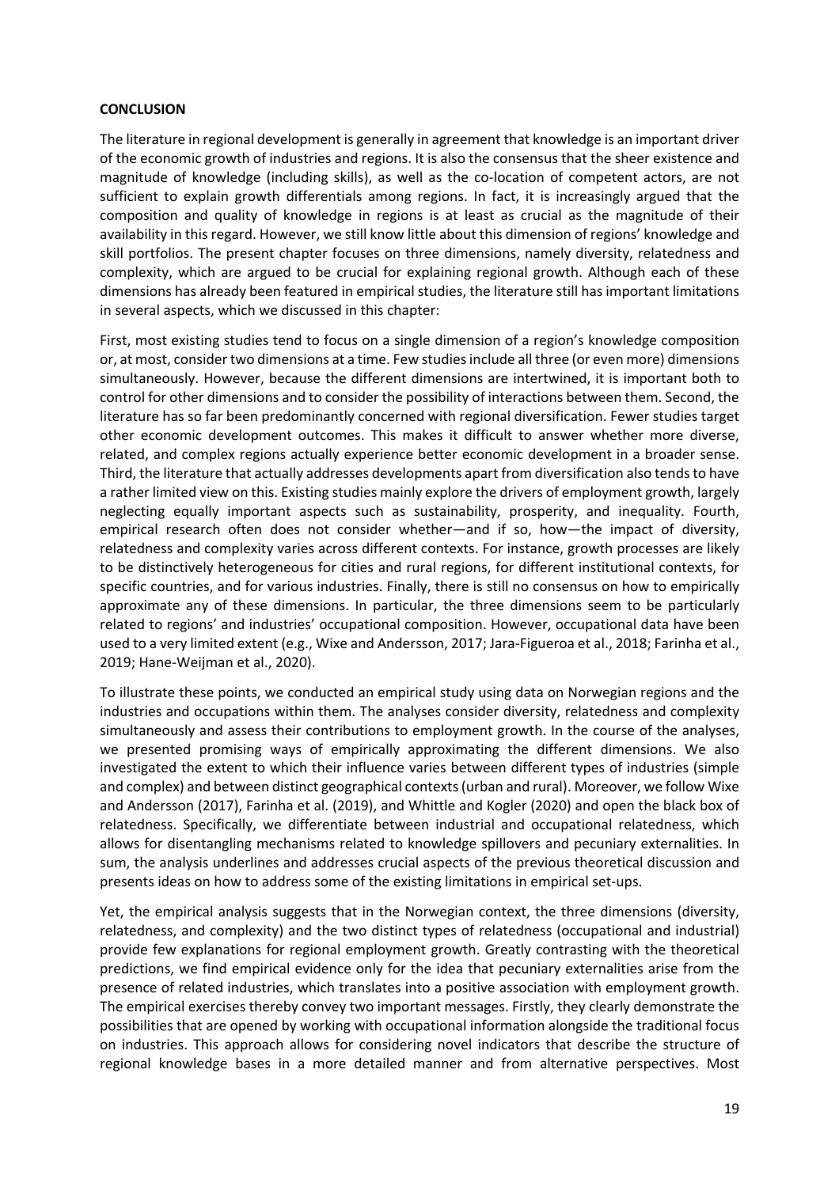**CONCLUSION**

The literature in regional development is generally in agreement that knowledge is an important driver of the economic growth of industries and regions. It is also the consensus that the sheer existence and magnitude of knowledge (including skills), as well as the co-location of competent actors, are not sufficient to explain growth differentials among regions. In fact, it is increasingly argued that the composition and quality of knowledge in regions is at least as crucial as the magnitude of their availability in this regard. However, we still know little about this dimension of regions' knowledge and skill portfolios. The present chapter focuses on three dimensions, namely diversity, relatedness and complexity, which are argued to be crucial for explaining regional growth. Although each of these dimensions has already been featured in empirical studies, the literature still has important limitations in several aspects, which we discussed in this chapter:

First, most existing studies tend to focus on a single dimension of a region's knowledge composition or, at most, consider two dimensions at a time. Few studies include all three (or even more) dimensions simultaneously. However, because the different dimensions are intertwined, it is important both to control for other dimensions and to consider the possibility of interactions between them. Second, the literature has so far been predominantly concerned with regional diversification. Fewer studies target other economic development outcomes. This makes it difficult to answer whether more diverse, related, and complex regions actually experience better economic development in a broader sense. Third, the literature that actually addresses developments apart from diversification also tends to have a rather limited view on this. Existing studies mainly explore the drivers of employment growth, largely neglecting equally important aspects such as sustainability, prosperity, and inequality. Fourth, empirical research often does not consider whether—and if so, how—the impact of diversity, relatedness and complexity varies across different contexts. For instance, growth processes are likely to be distinctively heterogeneous for cities and rural regions, for different institutional contexts, for specific countries, and for various industries. Finally, there is still no consensus on how to empirically approximate any of these dimensions. In particular, the three dimensions seem to be particularly related to regions' and industries' occupational composition. However, occupational data have been used to a very limited extent (e.g., Wixe and Andersson, 2017; Jara-Figueroa et al., 2018; Farinha et al., 2019; Hane-Weijman et al., 2020).

To illustrate these points, we conducted an empirical study using data on Norwegian regions and the industries and occupations within them. The analyses consider diversity, relatedness and complexity simultaneously and assess their contributions to employment growth. In the course of the analyses, we presented promising ways of empirically approximating the different dimensions. We also investigated the extent to which their influence varies between different types of industries (simple and complex) and between distinct geographical contexts (urban and rural). Moreover, we follow Wixe and Andersson (2017), Farinha et al. (2019), and Whittle and Kogler (2020) and open the black box of relatedness. Specifically, we differentiate between industrial and occupational relatedness, which allows for disentangling mechanisms related to knowledge spillovers and pecuniary externalities. In sum, the analysis underlines and addresses crucial aspects of the previous theoretical discussion and presents ideas on how to address some of the existing limitations in empirical set-ups.

Yet, the empirical analysis suggests that in the Norwegian context, the three dimensions (diversity, relatedness, and complexity) and the two distinct types of relatedness (occupational and industrial) provide few explanations for regional employment growth. Greatly contrasting with the theoretical predictions, we find empirical evidence only for the idea that pecuniary externalities arise from the presence of related industries, which translates into a positive association with employment growth. The empirical exercises thereby convey two important messages. Firstly, they clearly demonstrate the possibilities that are opened by working with occupational information alongside the traditional focus on industries. This approach allows for considering novel indicators that describe the structure of regional knowledge bases in a more detailed manner and from alternative perspectives. Most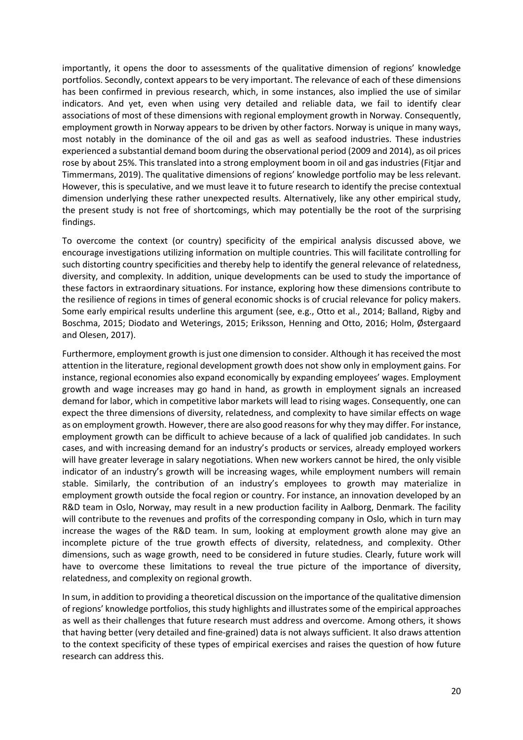importantly, it opens the door to assessments of the qualitative dimension of regions' knowledge portfolios. Secondly, context appears to be very important. The relevance of each of these dimensions has been confirmed in previous research, which, in some instances, also implied the use of similar indicators. And yet, even when using very detailed and reliable data, we fail to identify clear associations of most of these dimensions with regional employment growth in Norway. Consequently, employment growth in Norway appears to be driven by other factors. Norway is unique in many ways, most notably in the dominance of the oil and gas as well as seafood industries. These industries experienced a substantial demand boom during the observational period (2009 and 2014), as oil prices rose by about 25%. This translated into a strong employment boom in oil and gas industries (Fitjar and Timmermans, 2019). The qualitative dimensions of regions' knowledge portfolio may be less relevant. However, this is speculative, and we must leave it to future research to identify the precise contextual dimension underlying these rather unexpected results. Alternatively, like any other empirical study, the present study is not free of shortcomings, which may potentially be the root of the surprising findings.

To overcome the context (or country) specificity of the empirical analysis discussed above, we encourage investigations utilizing information on multiple countries. This will facilitate controlling for such distorting country specificities and thereby help to identify the general relevance of relatedness, diversity, and complexity. In addition, unique developments can be used to study the importance of these factors in extraordinary situations. For instance, exploring how these dimensions contribute to the resilience of regions in times of general economic shocks is of crucial relevance for policy makers. Some early empirical results underline this argument (see, e.g., Otto et al., 2014; Balland, Rigby and Boschma, 2015; Diodato and Weterings, 2015; Eriksson, Henning and Otto, 2016; Holm, Østergaard and Olesen, 2017).

Furthermore, employment growth is just one dimension to consider. Although it has received the most attention in the literature, regional development growth does not show only in employment gains. For instance, regional economies also expand economically by expanding employees' wages. Employment growth and wage increases may go hand in hand, as growth in employment signals an increased demand for labor, which in competitive labor markets will lead to rising wages. Consequently, one can expect the three dimensions of diversity, relatedness, and complexity to have similar effects on wage as on employment growth. However, there are also good reasons for why they may differ. For instance, employment growth can be difficult to achieve because of a lack of qualified job candidates. In such cases, and with increasing demand for an industry's products or services, already employed workers will have greater leverage in salary negotiations. When new workers cannot be hired, the only visible indicator of an industry's growth will be increasing wages, while employment numbers will remain stable. Similarly, the contribution of an industry's employees to growth may materialize in employment growth outside the focal region or country. For instance, an innovation developed by an R&D team in Oslo, Norway, may result in a new production facility in Aalborg, Denmark. The facility will contribute to the revenues and profits of the corresponding company in Oslo, which in turn may increase the wages of the R&D team. In sum, looking at employment growth alone may give an incomplete picture of the true growth effects of diversity, relatedness, and complexity. Other dimensions, such as wage growth, need to be considered in future studies. Clearly, future work will have to overcome these limitations to reveal the true picture of the importance of diversity, relatedness, and complexity on regional growth.

In sum, in addition to providing a theoretical discussion on the importance of the qualitative dimension of regions' knowledge portfolios, this study highlights and illustrates some of the empirical approaches as well as their challenges that future research must address and overcome. Among others, it shows that having better (very detailed and fine-grained) data is not always sufficient. It also draws attention to the context specificity of these types of empirical exercises and raises the question of how future research can address this.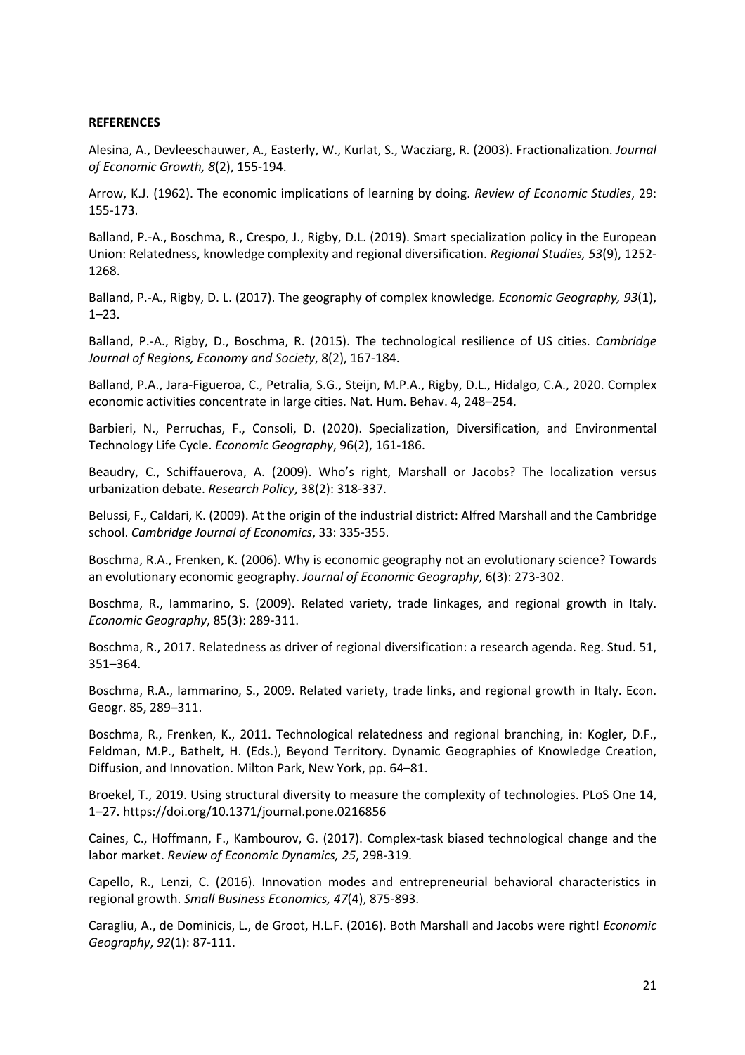**REFERENCES**

Alesina, A., Devleeschauwer, A., Easterly, W., Kurlat, S., Wacziarg, R. (2003). Fractionalization. *Journal of Economic Growth, 8*(2), 155-194.

Arrow, K.J. (1962). The economic implications of learning by doing. *Review of Economic Studies*, 29: 155-173.

Balland, P.-A., Boschma, R., Crespo, J., Rigby, D.L. (2019). Smart specialization policy in the European Union: Relatedness, knowledge complexity and regional diversification. *Regional Studies, 53*(9), 1252-1268.

Balland, P.-A., Rigby, D. L. (2017). The geography of complex knowledge*. Economic Geography, 93*(1), 1–23.

Balland, P.-A., Rigby, D., Boschma, R. (2015). The technological resilience of US cities. *Cambridge Journal of Regions, Economy and Society*, 8(2), 167-184.

Balland, P.A., Jara-Figueroa, C., Petralia, S.G., Steijn, M.P.A., Rigby, D.L., Hidalgo, C.A., 2020. Complex economic activities concentrate in large cities. Nat. Hum. Behav. 4, 248–254.

Barbieri, N., Perruchas, F., Consoli, D. (2020). Specialization, Diversification, and Environmental Technology Life Cycle. *Economic Geography*, 96(2), 161-186.

Beaudry, C., Schiffauerova, A. (2009). Who's right, Marshall or Jacobs? The localization versus urbanization debate. *Research Policy*, 38(2): 318-337.

Belussi, F., Caldari, K. (2009). At the origin of the industrial district: Alfred Marshall and the Cambridge school. *Cambridge Journal of Economics*, 33: 335-355.

Boschma, R.A., Frenken, K. (2006). Why is economic geography not an evolutionary science? Towards an evolutionary economic geography. *Journal of Economic Geography*, 6(3): 273-302.

Boschma, R., Iammarino, S. (2009). Related variety, trade linkages, and regional growth in Italy. *Economic Geography*, 85(3): 289-311.

Boschma, R., 2017. Relatedness as driver of regional diversification: a research agenda. Reg. Stud. 51, 351–364.

Boschma, R.A., Iammarino, S., 2009. Related variety, trade links, and regional growth in Italy. Econ. Geogr. 85, 289–311.

Boschma, R., Frenken, K., 2011. Technological relatedness and regional branching, in: Kogler, D.F., Feldman, M.P., Bathelt, H. (Eds.), Beyond Territory. Dynamic Geographies of Knowledge Creation, Diffusion, and Innovation. Milton Park, New York, pp. 64–81.

Broekel, T., 2019. Using structural diversity to measure the complexity of technologies. PLoS One 14, 1–27. https://doi.org/10.1371/journal.pone.0216856

Caines, C., Hoffmann, F., Kambourov, G. (2017). Complex-task biased technological change and the labor market. *Review of Economic Dynamics, 25*, 298-319.

Capello, R., Lenzi, C. (2016). Innovation modes and entrepreneurial behavioral characteristics in regional growth. *Small Business Economics, 47*(4), 875-893.

Caragliu, A., de Dominicis, L., de Groot, H.L.F. (2016). Both Marshall and Jacobs were right! *Economic Geography*, *92*(1): 87-111.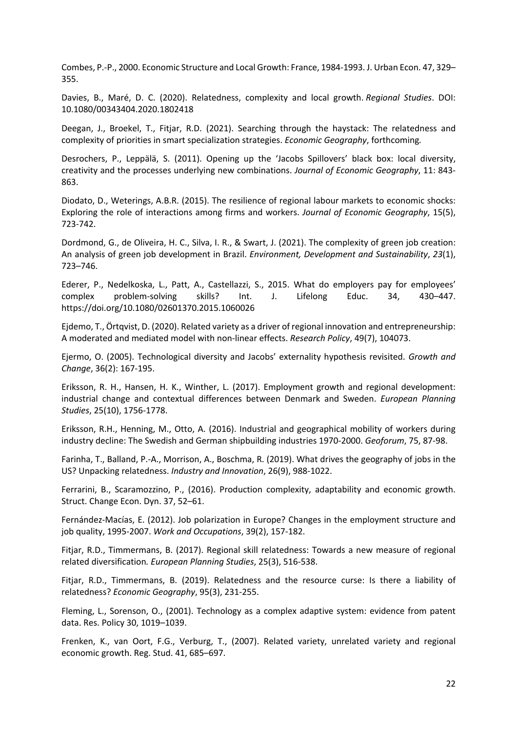Combes, P.-P., 2000. Economic Structure and Local Growth: France, 1984-1993. J. Urban Econ. 47, 329–355.

Davies, B., Maré, D. C. (2020). Relatedness, complexity and local growth. *Regional Studies*. DOI: 10.1080/00343404.2020.1802418

Deegan, J., Broekel, T., Fitjar, R.D. (2021). Searching through the haystack: The relatedness and complexity of priorities in smart specialization strategies. *Economic Geography*, forthcoming*.*

Desrochers, P., Leppälä, S. (2011). Opening up the 'Jacobs Spillovers' black box: local diversity, creativity and the processes underlying new combinations. *Journal of Economic Geography*, 11: 843-863.

Diodato, D., Weterings, A.B.R. (2015). The resilience of regional labour markets to economic shocks: Exploring the role of interactions among firms and workers. *Journal of Economic Geography*, 15(5), 723-742.

Dordmond, G., de Oliveira, H. C., Silva, I. R., & Swart, J. (2021). The complexity of green job creation: An analysis of green job development in Brazil. *Environment, Development and Sustainability*, *23*(1), 723–746.

Ederer, P., Nedelkoska, L., Patt, A., Castellazzi, S., 2015. What do employers pay for employees' complex problem-solving skills? Int. J. Lifelong Educ. 34, 430–447. https://doi.org/10.1080/02601370.2015.1060026

Ejdemo, T., Örtqvist, D. (2020). Related variety as a driver of regional innovation and entrepreneurship: A moderated and mediated model with non-linear effects. *Research Policy*, 49(7), 104073.

Ejermo, O. (2005). Technological diversity and Jacobs' externality hypothesis revisited. *Growth and Change*, 36(2): 167-195.

Eriksson, R. H., Hansen, H. K., Winther, L. (2017). Employment growth and regional development: industrial change and contextual differences between Denmark and Sweden. *European Planning Studies*, 25(10), 1756-1778.

Eriksson, R.H., Henning, M., Otto, A. (2016). Industrial and geographical mobility of workers during industry decline: The Swedish and German shipbuilding industries 1970-2000. *Geoforum*, 75, 87-98.

Farinha, T., Balland, P.-A., Morrison, A., Boschma, R. (2019). What drives the geography of jobs in the US? Unpacking relatedness. *Industry and Innovation*, 26(9), 988-1022.

Ferrarini, B., Scaramozzino, P., (2016). Production complexity, adaptability and economic growth. Struct. Change Econ. Dyn. 37, 52–61.

Fernández-Macías, E. (2012). Job polarization in Europe? Changes in the employment structure and job quality, 1995-2007. *Work and Occupations*, 39(2), 157-182.

Fitjar, R.D., Timmermans, B. (2017). Regional skill relatedness: Towards a new measure of regional related diversification*. European Planning Studies*, 25(3), 516-538.

Fitjar, R.D., Timmermans, B. (2019). Relatedness and the resource curse: Is there a liability of relatedness? *Economic Geography*, 95(3), 231-255.

Fleming, L., Sorenson, O., (2001). Technology as a complex adaptive system: evidence from patent data. Res. Policy 30, 1019–1039.

Frenken, K., van Oort, F.G., Verburg, T., (2007). Related variety, unrelated variety and regional economic growth. Reg. Stud. 41, 685–697.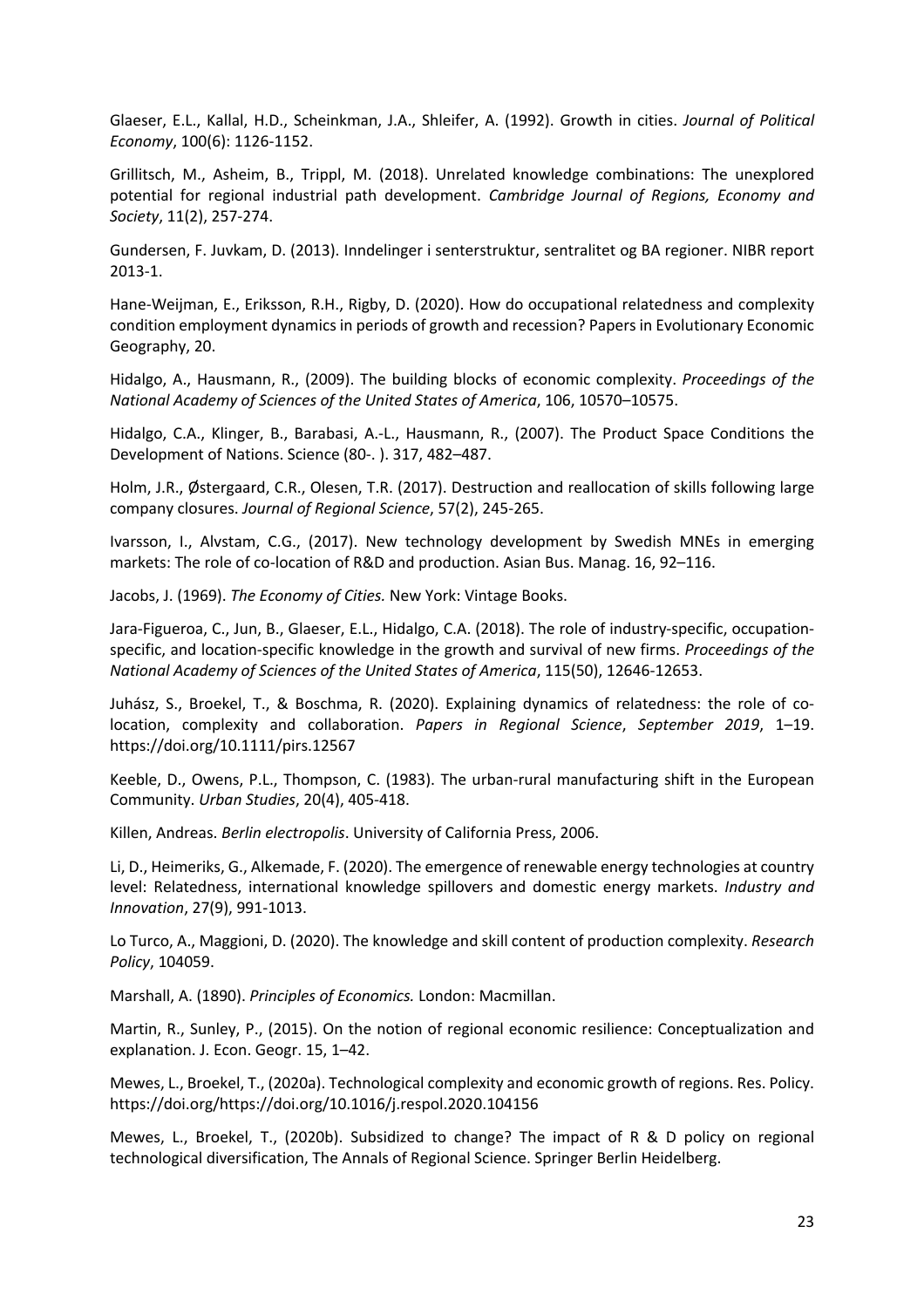Glaeser, E.L., Kallal, H.D., Scheinkman, J.A., Shleifer, A. (1992). Growth in cities. *Journal of Political Economy*, 100(6): 1126-1152.

Grillitsch, M., Asheim, B., Trippl, M. (2018). Unrelated knowledge combinations: The unexplored potential for regional industrial path development. *Cambridge Journal of Regions, Economy and Society*, 11(2), 257-274.

Gundersen, F. Juvkam, D. (2013). Inndelinger i senterstruktur, sentralitet og BA regioner. NIBR report 2013-1.

Hane-Weijman, E., Eriksson, R.H., Rigby, D. (2020). How do occupational relatedness and complexity condition employment dynamics in periods of growth and recession? Papers in Evolutionary Economic Geography, 20.

Hidalgo, A., Hausmann, R., (2009). The building blocks of economic complexity. *Proceedings of the National Academy of Sciences of the United States of America*, 106, 10570–10575.

Hidalgo, C.A., Klinger, B., Barabasi, A.-L., Hausmann, R., (2007). The Product Space Conditions the Development of Nations. Science (80-. ). 317, 482–487.

Holm, J.R., Østergaard, C.R., Olesen, T.R. (2017). Destruction and reallocation of skills following large company closures. *Journal of Regional Science*, 57(2), 245-265.

Ivarsson, I., Alvstam, C.G., (2017). New technology development by Swedish MNEs in emerging markets: The role of co-location of R&D and production. Asian Bus. Manag. 16, 92–116.

Jacobs, J. (1969). *The Economy of Cities.* New York: Vintage Books.

Jara-Figueroa, C., Jun, B., Glaeser, E.L., Hidalgo, C.A. (2018). The role of industry-specific, occupation-specific, and location-specific knowledge in the growth and survival of new firms. *Proceedings of the National Academy of Sciences of the United States of America*, 115(50), 12646-12653.

Juhász, S., Broekel, T., & Boschma, R. (2020). Explaining dynamics of relatedness: the role of co-location, complexity and collaboration. *Papers in Regional Science*, *September 2019*, 1–19. https://doi.org/10.1111/pirs.12567

Keeble, D., Owens, P.L., Thompson, C. (1983). The urban-rural manufacturing shift in the European Community. *Urban Studies*, 20(4), 405-418.

Killen, Andreas. *Berlin electropolis*. University of California Press, 2006.

Li, D., Heimeriks, G., Alkemade, F. (2020). The emergence of renewable energy technologies at country level: Relatedness, international knowledge spillovers and domestic energy markets. *Industry and Innovation*, 27(9), 991-1013.

Lo Turco, A., Maggioni, D. (2020). The knowledge and skill content of production complexity. *Research Policy*, 104059.

Marshall, A. (1890). *Principles of Economics.* London: Macmillan.

Martin, R., Sunley, P., (2015). On the notion of regional economic resilience: Conceptualization and explanation. J. Econ. Geogr. 15, 1–42.

Mewes, L., Broekel, T., (2020a). Technological complexity and economic growth of regions. Res. Policy. https://doi.org/https://doi.org/10.1016/j.respol.2020.104156

Mewes, L., Broekel, T., (2020b). Subsidized to change? The impact of R & D policy on regional technological diversification, The Annals of Regional Science. Springer Berlin Heidelberg.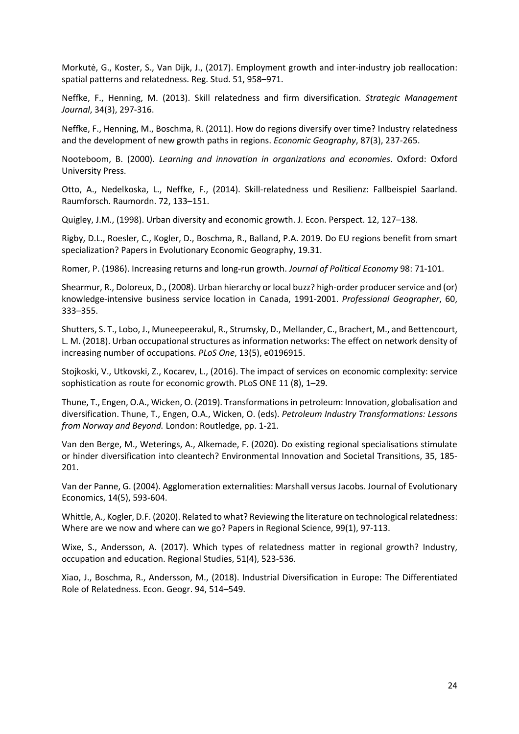Morkutė, G., Koster, S., Van Dijk, J., (2017). Employment growth and inter-industry job reallocation: spatial patterns and relatedness. Reg. Stud. 51, 958–971.

Neffke, F., Henning, M. (2013). Skill relatedness and firm diversification. *Strategic Management Journal*, 34(3), 297-316.

Neffke, F., Henning, M., Boschma, R. (2011). How do regions diversify over time? Industry relatedness and the development of new growth paths in regions. *Economic Geography*, 87(3), 237-265.

Nooteboom, B. (2000). *Learning and innovation in organizations and economies*. Oxford: Oxford University Press.

Otto, A., Nedelkoska, L., Neffke, F., (2014). Skill-relatedness und Resilienz: Fallbeispiel Saarland. Raumforsch. Raumordn. 72, 133–151.

Quigley, J.M., (1998). Urban diversity and economic growth. J. Econ. Perspect. 12, 127–138.

Rigby, D.L., Roesler, C., Kogler, D., Boschma, R., Balland, P.A. 2019. Do EU regions benefit from smart specialization? Papers in Evolutionary Economic Geography, 19.31.

Romer, P. (1986). Increasing returns and long-run growth. *Journal of Political Economy* 98: 71-101.

Shearmur, R., Doloreux, D., (2008). Urban hierarchy or local buzz? high-order producer service and (or) knowledge-intensive business service location in Canada, 1991-2001. *Professional Geographer*, 60, 333–355.

Shutters, S. T., Lobo, J., Muneepeerakul, R., Strumsky, D., Mellander, C., Brachert, M., and Bettencourt, L. M. (2018). Urban occupational structures as information networks: The effect on network density of increasing number of occupations. *PLoS One*, 13(5), e0196915.

Stojkoski, V., Utkovski, Z., Kocarev, L., (2016). The impact of services on economic complexity: service sophistication as route for economic growth. PLoS ONE 11 (8), 1–29.

Thune, T., Engen, O.A., Wicken, O. (2019). Transformations in petroleum: Innovation, globalisation and diversification. Thune, T., Engen, O.A., Wicken, O. (eds). *Petroleum Industry Transformations: Lessons from Norway and Beyond.* London: Routledge, pp. 1-21.

Van den Berge, M., Weterings, A., Alkemade, F. (2020). Do existing regional specialisations stimulate or hinder diversification into cleantech? Environmental Innovation and Societal Transitions, 35, 185-201.

Van der Panne, G. (2004). Agglomeration externalities: Marshall versus Jacobs. Journal of Evolutionary Economics, 14(5), 593-604.

Whittle, A., Kogler, D.F. (2020). Related to what? Reviewing the literature on technological relatedness: Where are we now and where can we go? Papers in Regional Science, 99(1), 97-113.

Wixe, S., Andersson, A. (2017). Which types of relatedness matter in regional growth? Industry, occupation and education. Regional Studies, 51(4), 523-536.

Xiao, J., Boschma, R., Andersson, M., (2018). Industrial Diversification in Europe: The Differentiated Role of Relatedness. Econ. Geogr. 94, 514–549.